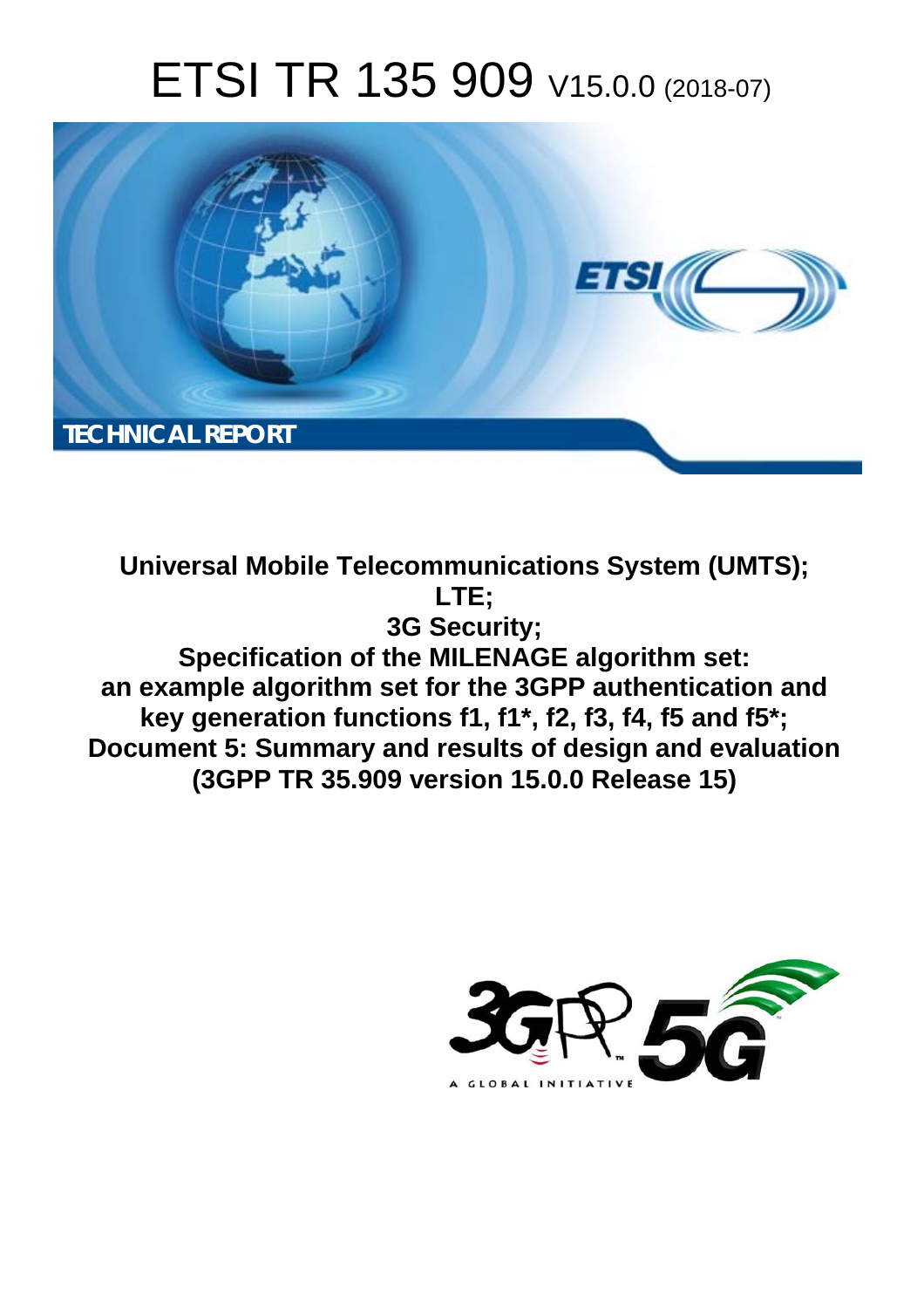# ETSI TR 135 909 V15.0.0 (2018-07)

TECHNICAL REPORT

**Universal Mobile Telecommunications System (UMTS); LTE; 3G Security; Specification of the MILENAGE algorithm set: an example algorithm set for the 3GPP authentication and key generation functions f1, f1*, f2, f3, f4, f5 and f5*; Document 5: Summary and results of design and evaluation (3GPP TR 35.909 version 15.0.0 Release 15)**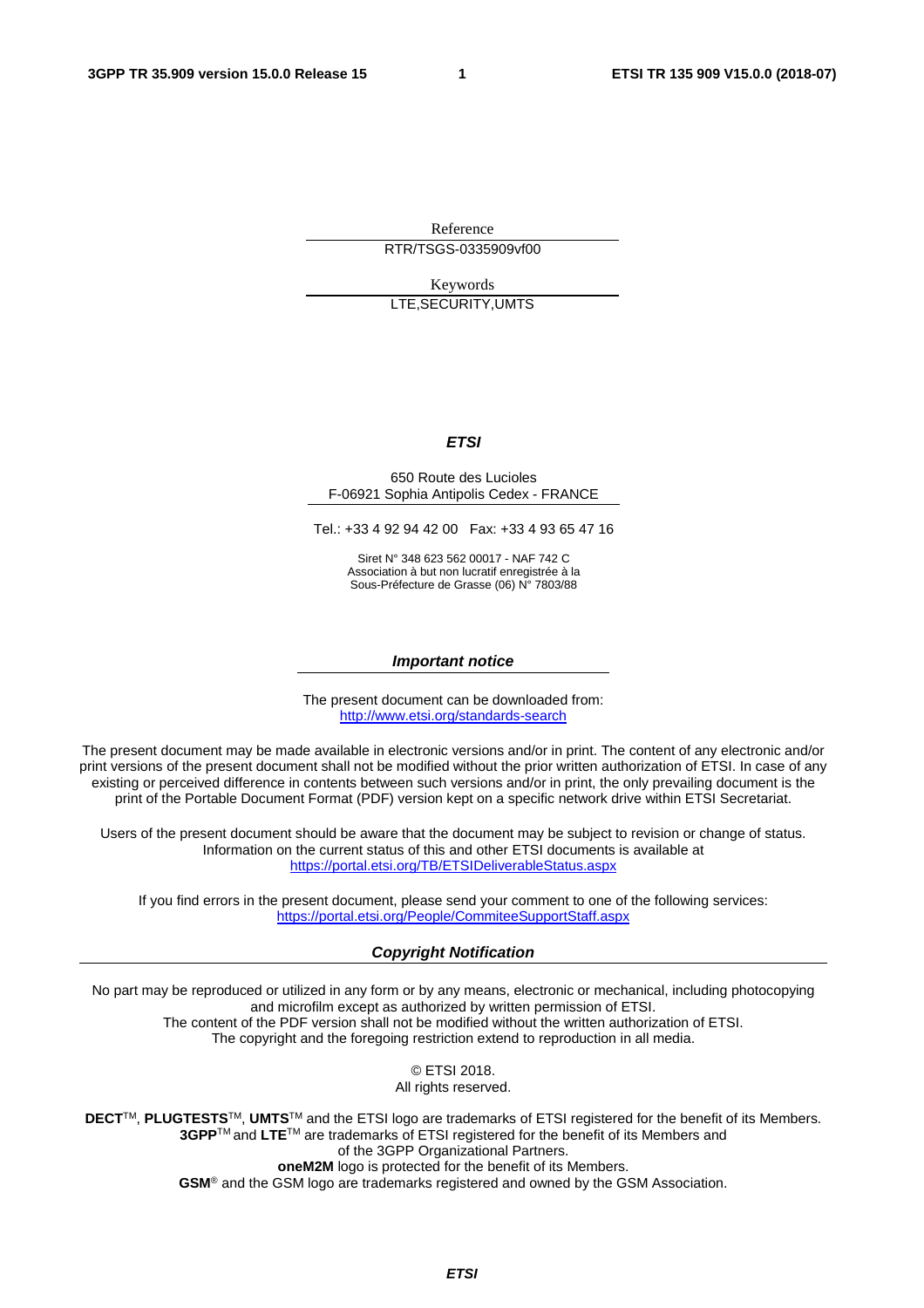Reference

RTR/TSGS-0335909vf00

Keywords

LTE,SECURITY,UMTS

***ETSI***

650 Route des Lucioles
F-06921 Sophia Antipolis Cedex - FRANCE

Tel.: +33 4 92 94 42 00   Fax: +33 4 93 65 47 16

Siret N° 348 623 562 00017 - NAF 742 C
Association à but non lucratif enregistrée à la
Sous-Préfecture de Grasse (06) N° 7803/88

***Important notice***

The present document can be downloaded from:
http://www.etsi.org/standards-search

The present document may be made available in electronic versions and/or in print. The content of any electronic and/or print versions of the present document shall not be modified without the prior written authorization of ETSI. In case of any existing or perceived difference in contents between such versions and/or in print, the only prevailing document is the print of the Portable Document Format (PDF) version kept on a specific network drive within ETSI Secretariat.

Users of the present document should be aware that the document may be subject to revision or change of status. Information on the current status of this and other ETSI documents is available at
https://portal.etsi.org/TB/ETSIDeliverableStatus.aspx

If you find errors in the present document, please send your comment to one of the following services:
https://portal.etsi.org/People/CommiteeSupportStaff.aspx

***Copyright Notification***

No part may be reproduced or utilized in any form or by any means, electronic or mechanical, including photocopying and microfilm except as authorized by written permission of ETSI.
The content of the PDF version shall not be modified without the written authorization of ETSI.
The copyright and the foregoing restriction extend to reproduction in all media.

© ETSI 2018.
All rights reserved.

**DECT**™, **PLUGTESTS**™, **UMTS**™ and the ETSI logo are trademarks of ETSI registered for the benefit of its Members.
**3GPP**™ and **LTE**™ are trademarks of ETSI registered for the benefit of its Members and of the 3GPP Organizational Partners.
**oneM2M** logo is protected for the benefit of its Members.
**GSM**® and the GSM logo are trademarks registered and owned by the GSM Association.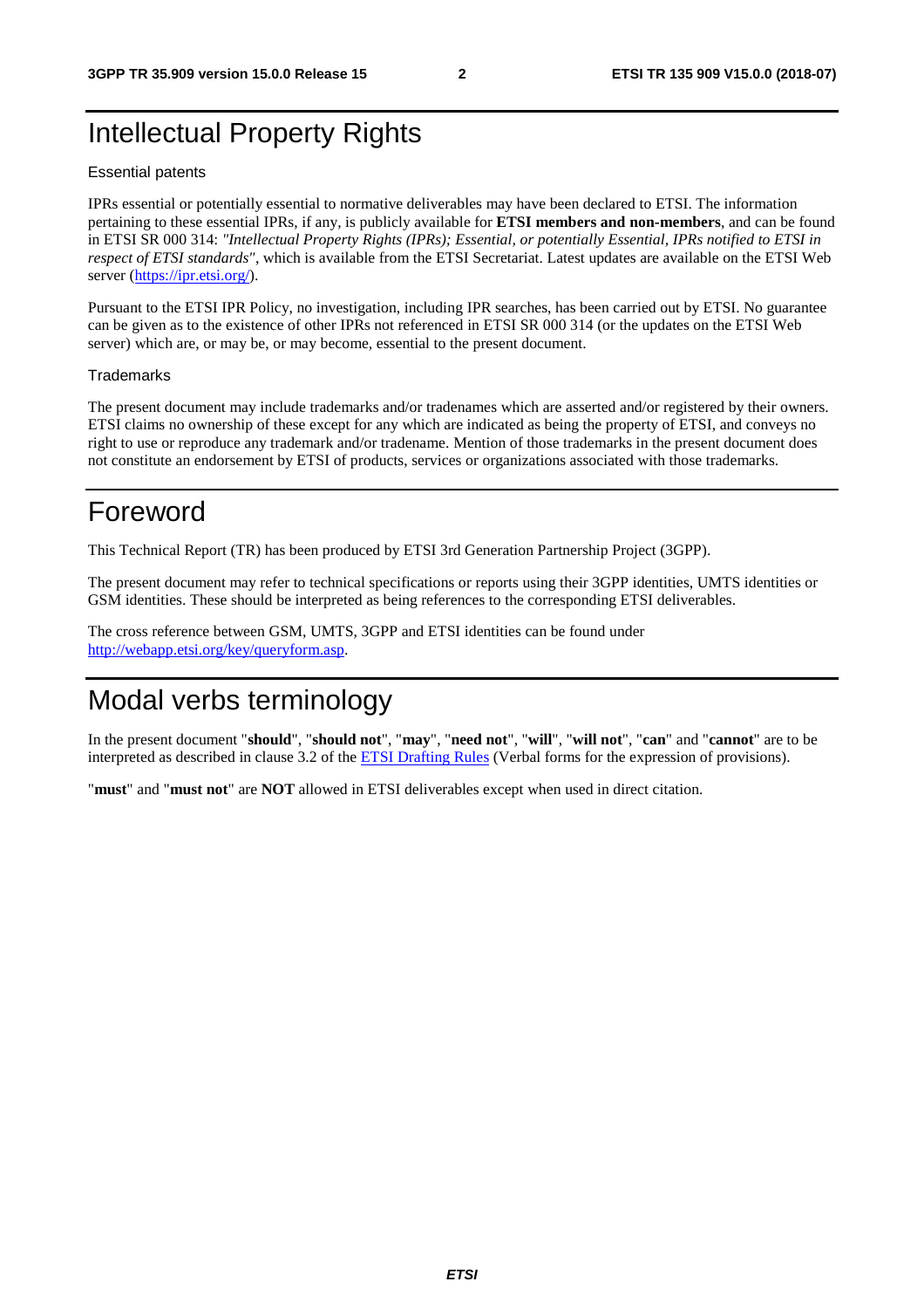# Intellectual Property Rights

## Essential patents

IPRs essential or potentially essential to normative deliverables may have been declared to ETSI. The information pertaining to these essential IPRs, if any, is publicly available for **ETSI members and non-members**, and can be found in ETSI SR 000 314: *"Intellectual Property Rights (IPRs); Essential, or potentially Essential, IPRs notified to ETSI in respect of ETSI standards"*, which is available from the ETSI Secretariat. Latest updates are available on the ETSI Web server (https://ipr.etsi.org/).

Pursuant to the ETSI IPR Policy, no investigation, including IPR searches, has been carried out by ETSI. No guarantee can be given as to the existence of other IPRs not referenced in ETSI SR 000 314 (or the updates on the ETSI Web server) which are, or may be, or may become, essential to the present document.

## Trademarks

The present document may include trademarks and/or tradenames which are asserted and/or registered by their owners. ETSI claims no ownership of these except for any which are indicated as being the property of ETSI, and conveys no right to use or reproduce any trademark and/or tradename. Mention of those trademarks in the present document does not constitute an endorsement by ETSI of products, services or organizations associated with those trademarks.

# Foreword

This Technical Report (TR) has been produced by ETSI 3rd Generation Partnership Project (3GPP).

The present document may refer to technical specifications or reports using their 3GPP identities, UMTS identities or GSM identities. These should be interpreted as being references to the corresponding ETSI deliverables.

The cross reference between GSM, UMTS, 3GPP and ETSI identities can be found under http://webapp.etsi.org/key/queryform.asp.

# Modal verbs terminology

In the present document "**should**", "**should not**", "**may**", "**need not**", "**will**", "**will not**", "**can**" and "**cannot**" are to be interpreted as described in clause 3.2 of the ETSI Drafting Rules (Verbal forms for the expression of provisions).

"**must**" and "**must not**" are **NOT** allowed in ETSI deliverables except when used in direct citation.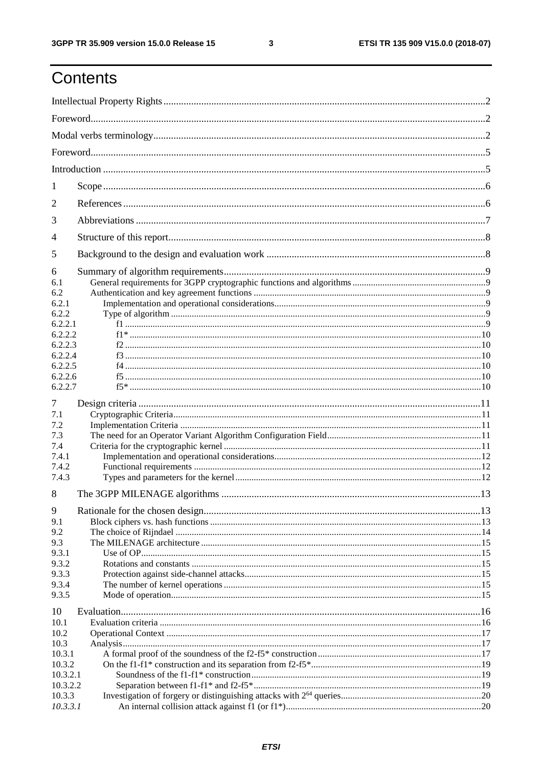# Contents

Intellectual Property Rights ........................................................................ 2

Foreword ........................................................................ 2

Modal verbs terminology ........................................................................ 2

Foreword ........................................................................ 5

Introduction ........................................................................ 5

1 Scope ........................................................................ 6

2 References ........................................................................ 6

3 Abbreviations ........................................................................ 7

4 Structure of this report ........................................................................ 8

5 Background to the design and evaluation work ........................................................................ 8

6 Summary of algorithm requirements ........................................................................ 9

6.1 General requirements for 3GPP cryptographic functions and algorithms ........................................................................ 9

6.2 Authentication and key agreement functions ........................................................................ 9

6.2.1 Implementation and operational considerations ........................................................................ 9

6.2.2 Type of algorithm ........................................................................ 9

6.2.2.1 f1 ........................................................................ 9

6.2.2.2 f1* ........................................................................ 10

6.2.2.3 f2 ........................................................................ 10

6.2.2.4 f3 ........................................................................ 10

6.2.2.5 f4 ........................................................................ 10

6.2.2.6 f5 ........................................................................ 10

6.2.2.7 f5* ........................................................................ 10

7 Design criteria ........................................................................ 11

7.1 Cryptographic Criteria ........................................................................ 11

7.2 Implementation Criteria ........................................................................ 11

7.3 The need for an Operator Variant Algorithm Configuration Field ........................................................................ 11

7.4 Criteria for the cryptographic kernel ........................................................................ 11

7.4.1 Implementation and operational considerations ........................................................................ 12

7.4.2 Functional requirements ........................................................................ 12

7.4.3 Types and parameters for the kernel ........................................................................ 12

8 The 3GPP MILENAGE algorithms ........................................................................ 13

9 Rationale for the chosen design ........................................................................ 13

9.1 Block ciphers vs. hash functions ........................................................................ 13

9.2 The choice of Rijndael ........................................................................ 14

9.3 The MILENAGE architecture ........................................................................ 15

9.3.1 Use of OP ........................................................................ 15

9.3.2 Rotations and constants ........................................................................ 15

9.3.3 Protection against side-channel attacks ........................................................................ 15

9.3.4 The number of kernel operations ........................................................................ 15

9.3.5 Mode of operation ........................................................................ 15

10 Evaluation ........................................................................ 16

10.1 Evaluation criteria ........................................................................ 16

10.2 Operational Context ........................................................................ 17

10.3 Analysis ........................................................................ 17

10.3.1 A formal proof of the soundness of the f2-f5* construction ........................................................................ 17

10.3.2 On the f1-f1* construction and its separation from f2-f5* ........................................................................ 19

10.3.2.1 Soundness of the f1-f1* construction ........................................................................ 19

10.3.2.2 Separation between f1-f1* and f2-f5* ........................................................................ 19

10.3.3 Investigation of forgery or distinguishing attacks with $2^{64}$ queries ........................................................................ 20

*10.3.3.1* An internal collision attack against f1 (or f1*) ........................................................................ 20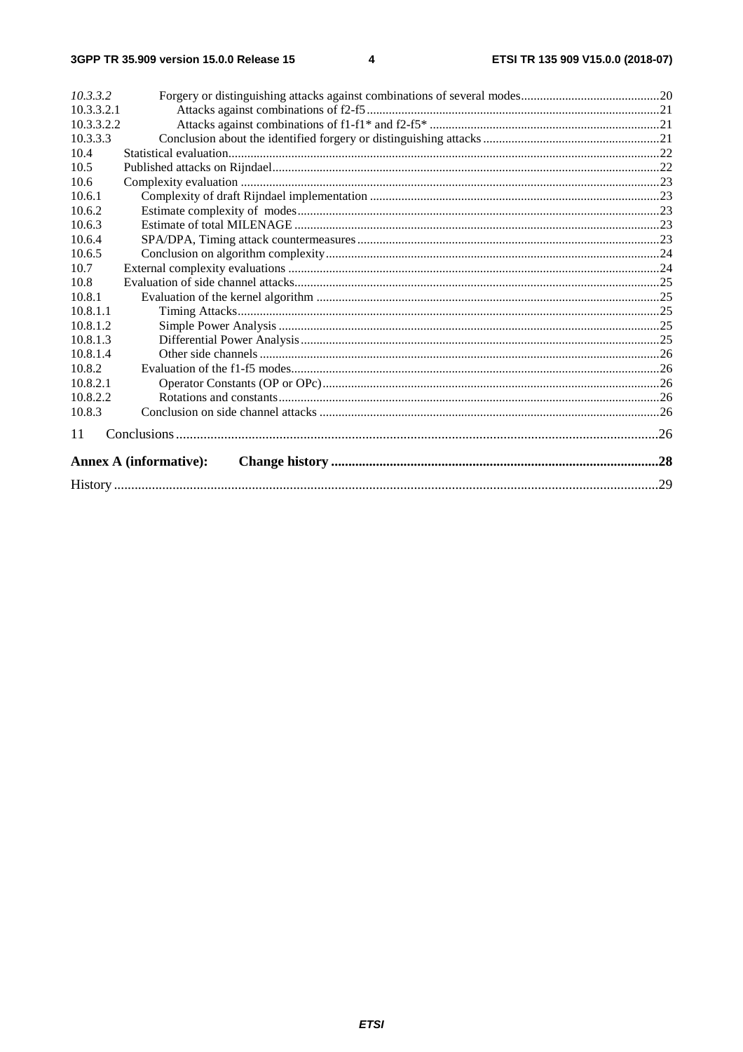| | | |
|---|---|---|
| *10.3.3.2* | Forgery or distinguishing attacks against combinations of several modes | 20 |
| 10.3.3.2.1 | Attacks against combinations of f2-f5 | 21 |
| 10.3.3.2.2 | Attacks against combinations of f1-f1* and f2-f5* | 21 |
| 10.3.3.3 | Conclusion about the identified forgery or distinguishing attacks | 21 |
| 10.4 | Statistical evaluation | 22 |
| 10.5 | Published attacks on Rijndael | 22 |
| 10.6 | Complexity evaluation | 23 |
| 10.6.1 | Complexity of draft Rijndael implementation | 23 |
| 10.6.2 | Estimate complexity of modes | 23 |
| 10.6.3 | Estimate of total MILENAGE | 23 |
| 10.6.4 | SPA/DPA, Timing attack countermeasures | 23 |
| 10.6.5 | Conclusion on algorithm complexity | 24 |
| 10.7 | External complexity evaluations | 24 |
| 10.8 | Evaluation of side channel attacks | 25 |
| 10.8.1 | Evaluation of the kernel algorithm | 25 |
| 10.8.1.1 | Timing Attacks | 25 |
| 10.8.1.2 | Simple Power Analysis | 25 |
| 10.8.1.3 | Differential Power Analysis | 25 |
| 10.8.1.4 | Other side channels | 26 |
| 10.8.2 | Evaluation of the f1-f5 modes | 26 |
| 10.8.2.1 | Operator Constants (OP or OPc) | 26 |
| 10.8.2.2 | Rotations and constants | 26 |
| 10.8.3 | Conclusion on side channel attacks | 26 |
| 11 | Conclusions | 26 |
| **Annex A (informative):** | **Change history** | **28** |
| History | | 29 |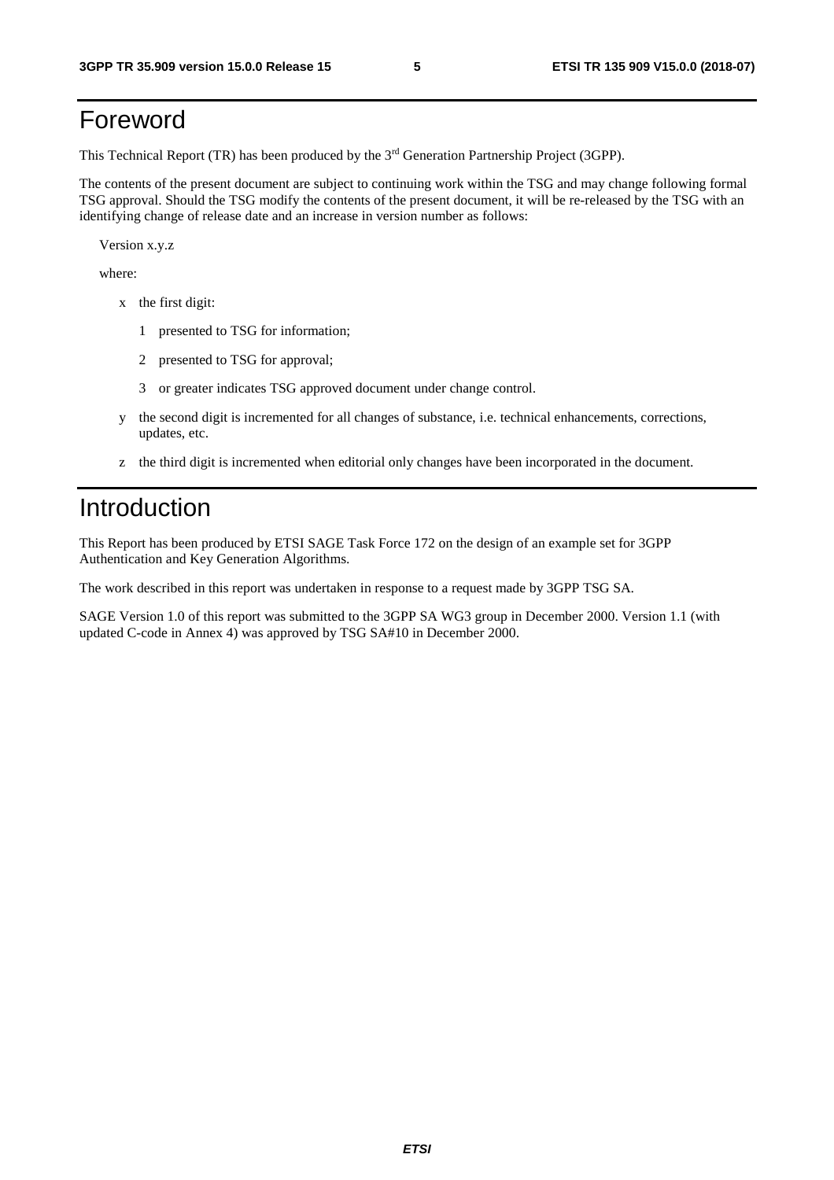# Foreword

This Technical Report (TR) has been produced by the 3rd Generation Partnership Project (3GPP).

The contents of the present document are subject to continuing work within the TSG and may change following formal TSG approval. Should the TSG modify the contents of the present document, it will be re-released by the TSG with an identifying change of release date and an increase in version number as follows:

Version x.y.z

where:

- x the first digit:
  - 1 presented to TSG for information;
  - 2 presented to TSG for approval;
  - 3 or greater indicates TSG approved document under change control.
- y the second digit is incremented for all changes of substance, i.e. technical enhancements, corrections, updates, etc.
- z the third digit is incremented when editorial only changes have been incorporated in the document.

# Introduction

This Report has been produced by ETSI SAGE Task Force 172 on the design of an example set for 3GPP Authentication and Key Generation Algorithms.

The work described in this report was undertaken in response to a request made by 3GPP TSG SA.

SAGE Version 1.0 of this report was submitted to the 3GPP SA WG3 group in December 2000. Version 1.1 (with updated C-code in Annex 4) was approved by TSG SA#10 in December 2000.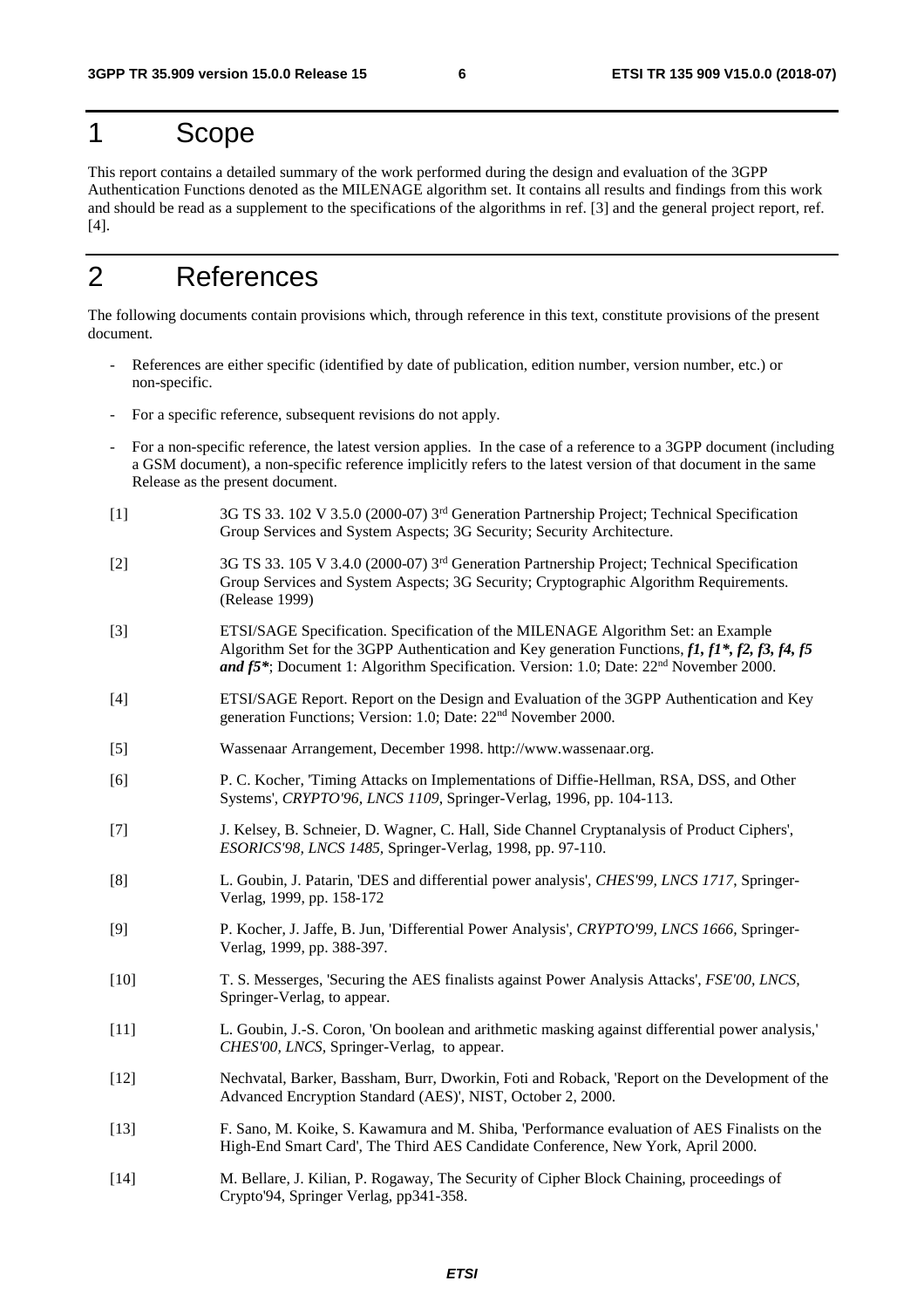# 1 Scope

This report contains a detailed summary of the work performed during the design and evaluation of the 3GPP Authentication Functions denoted as the MILENAGE algorithm set. It contains all results and findings from this work and should be read as a supplement to the specifications of the algorithms in ref. [3] and the general project report, ref. [4].

# 2 References

The following documents contain provisions which, through reference in this text, constitute provisions of the present document.

- References are either specific (identified by date of publication, edition number, version number, etc.) or non-specific.
- For a specific reference, subsequent revisions do not apply.
- For a non-specific reference, the latest version applies. In the case of a reference to a 3GPP document (including a GSM document), a non-specific reference implicitly refers to the latest version of that document in the same Release as the present document.

[1] 3G TS 33. 102 V 3.5.0 (2000-07) 3rd Generation Partnership Project; Technical Specification Group Services and System Aspects; 3G Security; Security Architecture.

[2] 3G TS 33. 105 V 3.4.0 (2000-07) 3rd Generation Partnership Project; Technical Specification Group Services and System Aspects; 3G Security; Cryptographic Algorithm Requirements. (Release 1999)

[3] ETSI/SAGE Specification. Specification of the MILENAGE Algorithm Set: an Example Algorithm Set for the 3GPP Authentication and Key generation Functions, ***f1, f1*, f2, f3, f4, f5 and f5****; Document 1: Algorithm Specification. Version: 1.0; Date: 22nd November 2000.

[4] ETSI/SAGE Report. Report on the Design and Evaluation of the 3GPP Authentication and Key generation Functions; Version: 1.0; Date: 22nd November 2000.

[5] Wassenaar Arrangement, December 1998. http://www.wassenaar.org.

[6] P. C. Kocher, 'Timing Attacks on Implementations of Diffie-Hellman, RSA, DSS, and Other Systems', *CRYPTO'96, LNCS 1109*, Springer-Verlag, 1996, pp. 104-113.

[7] J. Kelsey, B. Schneier, D. Wagner, C. Hall, Side Channel Cryptanalysis of Product Ciphers', *ESORICS'98, LNCS 1485*, Springer-Verlag, 1998, pp. 97-110.

[8] L. Goubin, J. Patarin, 'DES and differential power analysis', *CHES'99, LNCS 1717*, Springer-Verlag, 1999, pp. 158-172

[9] P. Kocher, J. Jaffe, B. Jun, 'Differential Power Analysis', *CRYPTO'99, LNCS 1666*, Springer-Verlag, 1999, pp. 388-397.

[10] T. S. Messerges, 'Securing the AES finalists against Power Analysis Attacks', *FSE'00, LNCS*, Springer-Verlag, to appear.

[11] L. Goubin, J.-S. Coron, 'On boolean and arithmetic masking against differential power analysis,' *CHES'00, LNCS*, Springer-Verlag, to appear.

[12] Nechvatal, Barker, Bassham, Burr, Dworkin, Foti and Roback, 'Report on the Development of the Advanced Encryption Standard (AES)', NIST, October 2, 2000.

[13] F. Sano, M. Koike, S. Kawamura and M. Shiba, 'Performance evaluation of AES Finalists on the High-End Smart Card', The Third AES Candidate Conference, New York, April 2000.

[14] M. Bellare, J. Kilian, P. Rogaway, The Security of Cipher Block Chaining, proceedings of Crypto'94, Springer Verlag, pp341-358.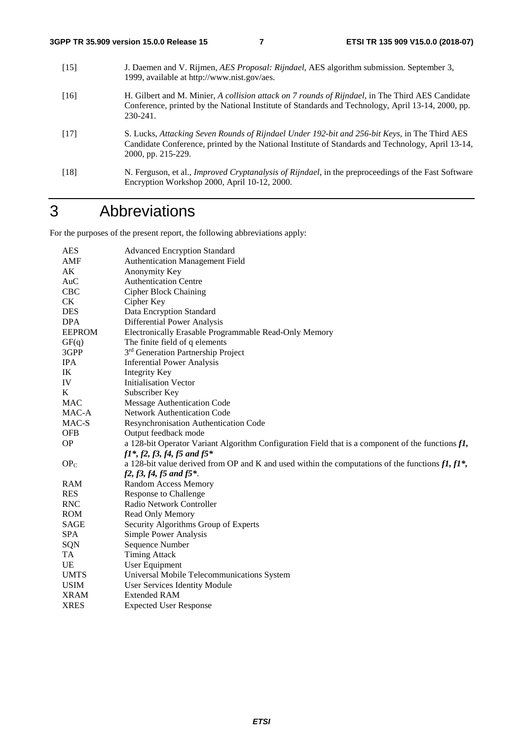[15] J. Daemen and V. Rijmen, *AES Proposal: Rijndael*, AES algorithm submission. September 3, 1999, available at http://www.nist.gov/aes.

[16] H. Gilbert and M. Minier, *A collision attack on 7 rounds of Rijndael*, in The Third AES Candidate Conference, printed by the National Institute of Standards and Technology, April 13-14, 2000, pp. 230-241.

[17] S. Lucks, *Attacking Seven Rounds of Rijndael Under 192-bit and 256-bit Keys*, in The Third AES Candidate Conference, printed by the National Institute of Standards and Technology, April 13-14, 2000, pp. 215-229.

[18] N. Ferguson, et al., *Improved Cryptanalysis of Rijndael*, in the preproceedings of the Fast Software Encryption Workshop 2000, April 10-12, 2000.

# 3 Abbreviations

For the purposes of the present report, the following abbreviations apply:

| | |
|---|---|
| AES | Advanced Encryption Standard |
| AMF | Authentication Management Field |
| AK | Anonymity Key |
| AuC | Authentication Centre |
| CBC | Cipher Block Chaining |
| CK | Cipher Key |
| DES | Data Encryption Standard |
| DPA | Differential Power Analysis |
| EEPROM | Electronically Erasable Programmable Read-Only Memory |
| GF(q) | The finite field of q elements |
| 3GPP | 3rd Generation Partnership Project |
| IPA | Inferential Power Analysis |
| IK | Integrity Key |
| IV | Initialisation Vector |
| K | Subscriber Key |
| MAC | Message Authentication Code |
| MAC-A | Network Authentication Code |
| MAC-S | Resynchronisation Authentication Code |
| OFB | Output feedback mode |
| OP | a 128-bit Operator Variant Algorithm Configuration Field that is a component of the functions ***f1, f1\*, f2, f3, f4, f5 and f5\**** |
| $OP_C$ | a 128-bit value derived from OP and K and used within the computations of the functions ***f1, f1\*, f2, f3, f4, f5 and f5\****. |
| RAM | Random Access Memory |
| RES | Response to Challenge |
| RNC | Radio Network Controller |
| ROM | Read Only Memory |
| SAGE | Security Algorithms Group of Experts |
| SPA | Simple Power Analysis |
| SQN | Sequence Number |
| TA | Timing Attack |
| UE | User Equipment |
| UMTS | Universal Mobile Telecommunications System |
| USIM | User Services Identity Module |
| XRAM | Extended RAM |
| XRES | Expected User Response |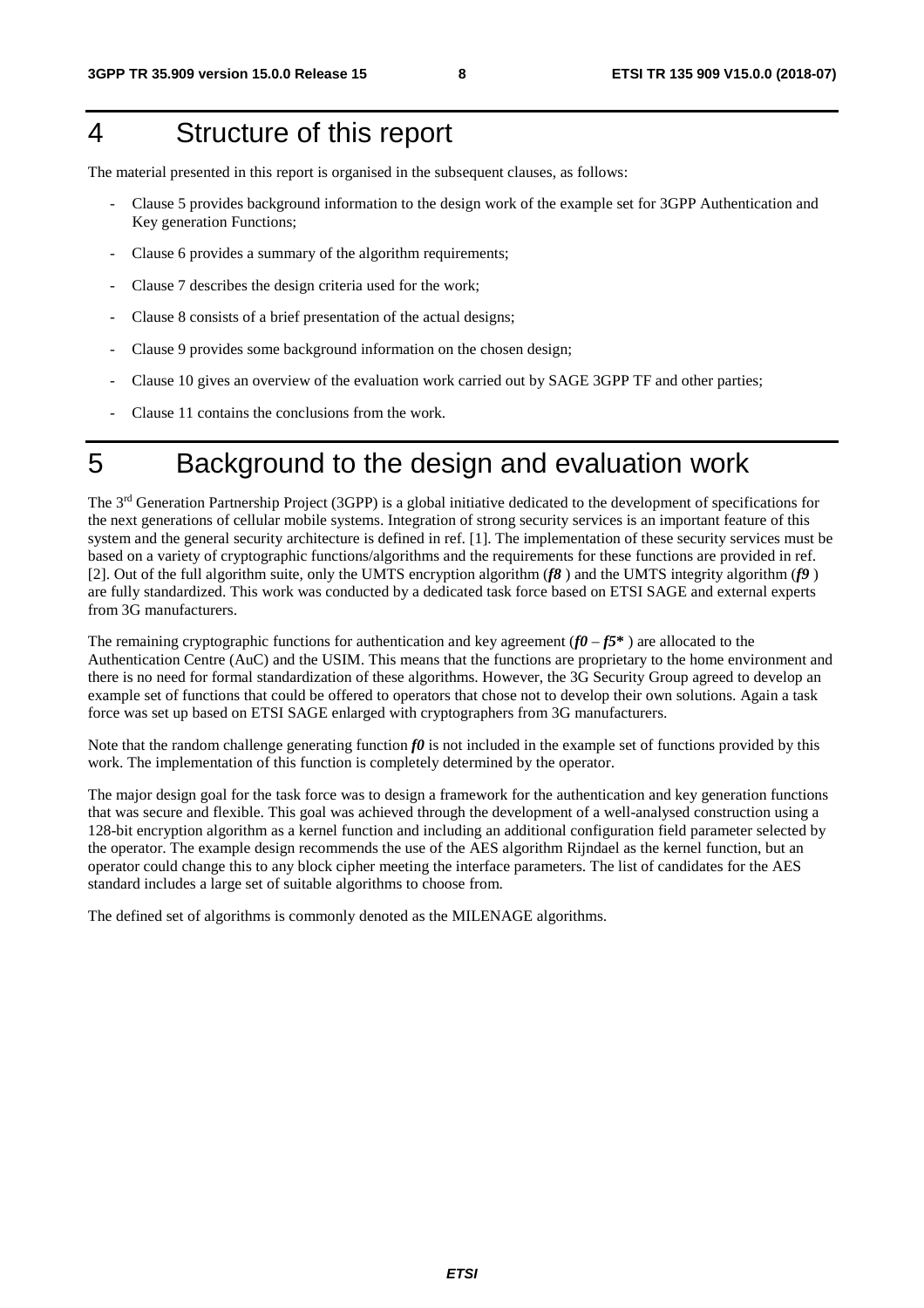# 4 Structure of this report

The material presented in this report is organised in the subsequent clauses, as follows:

- Clause 5 provides background information to the design work of the example set for 3GPP Authentication and Key generation Functions;
- Clause 6 provides a summary of the algorithm requirements;
- Clause 7 describes the design criteria used for the work;
- Clause 8 consists of a brief presentation of the actual designs;
- Clause 9 provides some background information on the chosen design;
- Clause 10 gives an overview of the evaluation work carried out by SAGE 3GPP TF and other parties;
- Clause 11 contains the conclusions from the work.

# 5 Background to the design and evaluation work

The 3rd Generation Partnership Project (3GPP) is a global initiative dedicated to the development of specifications for the next generations of cellular mobile systems. Integration of strong security services is an important feature of this system and the general security architecture is defined in ref. [1]. The implementation of these security services must be based on a variety of cryptographic functions/algorithms and the requirements for these functions are provided in ref. [2]. Out of the full algorithm suite, only the UMTS encryption algorithm (***f8*** ) and the UMTS integrity algorithm (***f9*** ) are fully standardized. This work was conducted by a dedicated task force based on ETSI SAGE and external experts from 3G manufacturers.

The remaining cryptographic functions for authentication and key agreement (***f0*** – ***f5**** ) are allocated to the Authentication Centre (AuC) and the USIM. This means that the functions are proprietary to the home environment and there is no need for formal standardization of these algorithms. However, the 3G Security Group agreed to develop an example set of functions that could be offered to operators that chose not to develop their own solutions. Again a task force was set up based on ETSI SAGE enlarged with cryptographers from 3G manufacturers.

Note that the random challenge generating function ***f0*** is not included in the example set of functions provided by this work. The implementation of this function is completely determined by the operator.

The major design goal for the task force was to design a framework for the authentication and key generation functions that was secure and flexible. This goal was achieved through the development of a well-analysed construction using a 128-bit encryption algorithm as a kernel function and including an additional configuration field parameter selected by the operator. The example design recommends the use of the AES algorithm Rijndael as the kernel function, but an operator could change this to any block cipher meeting the interface parameters. The list of candidates for the AES standard includes a large set of suitable algorithms to choose from.

The defined set of algorithms is commonly denoted as the MILENAGE algorithms.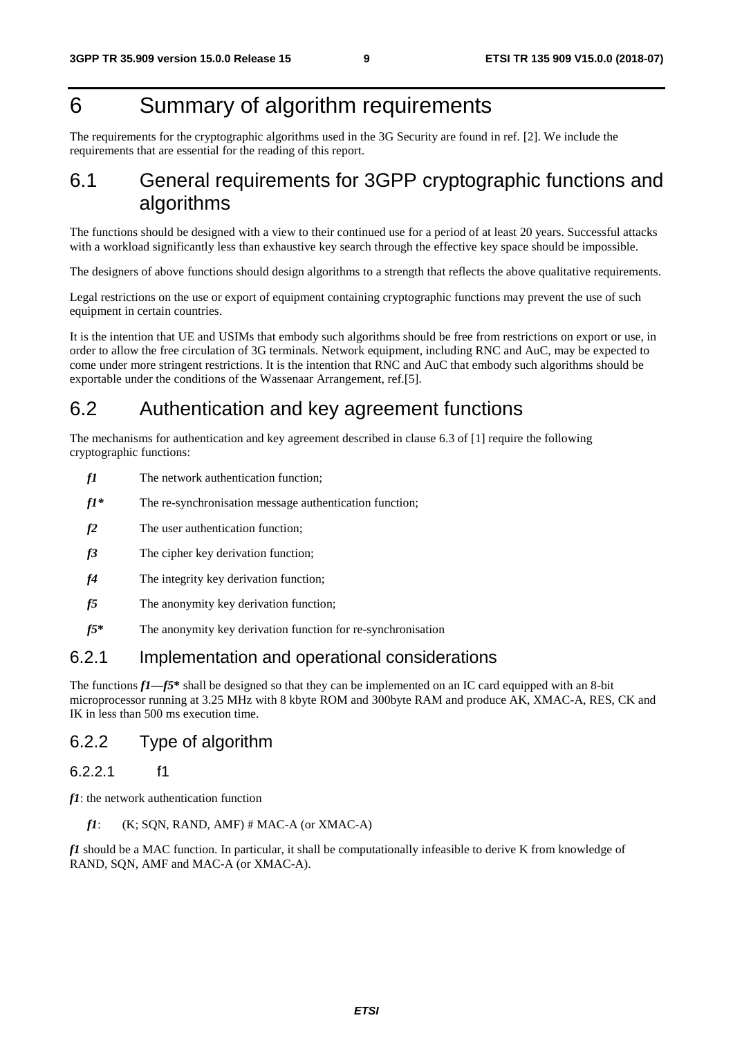# 6 Summary of algorithm requirements

The requirements for the cryptographic algorithms used in the 3G Security are found in ref. [2]. We include the requirements that are essential for the reading of this report.

## 6.1 General requirements for 3GPP cryptographic functions and algorithms

The functions should be designed with a view to their continued use for a period of at least 20 years. Successful attacks with a workload significantly less than exhaustive key search through the effective key space should be impossible.

The designers of above functions should design algorithms to a strength that reflects the above qualitative requirements.

Legal restrictions on the use or export of equipment containing cryptographic functions may prevent the use of such equipment in certain countries.

It is the intention that UE and USIMs that embody such algorithms should be free from restrictions on export or use, in order to allow the free circulation of 3G terminals. Network equipment, including RNC and AuC, may be expected to come under more stringent restrictions. It is the intention that RNC and AuC that embody such algorithms should be exportable under the conditions of the Wassenaar Arrangement, ref.[5].

## 6.2 Authentication and key agreement functions

The mechanisms for authentication and key agreement described in clause 6.3 of [1] require the following cryptographic functions:

- ***f1*** The network authentication function;
- ***f1**** The re-synchronisation message authentication function;
- ***f2*** The user authentication function;
- ***f3*** The cipher key derivation function;
- ***f4*** The integrity key derivation function;
- ***f5*** The anonymity key derivation function;
- ***f5**** The anonymity key derivation function for re-synchronisation

### 6.2.1 Implementation and operational considerations

The functions ***f1—f5**** shall be designed so that they can be implemented on an IC card equipped with an 8-bit microprocessor running at 3.25 MHz with 8 kbyte ROM and 300byte RAM and produce AK, XMAC-A, RES, CK and IK in less than 500 ms execution time.

### 6.2.2 Type of algorithm

#### 6.2.2.1 f1

***f1***: the network authentication function

***f1***: (K; SQN, RAND, AMF) # MAC-A (or XMAC-A)

***f1*** should be a MAC function. In particular, it shall be computationally infeasible to derive K from knowledge of RAND, SQN, AMF and MAC-A (or XMAC-A).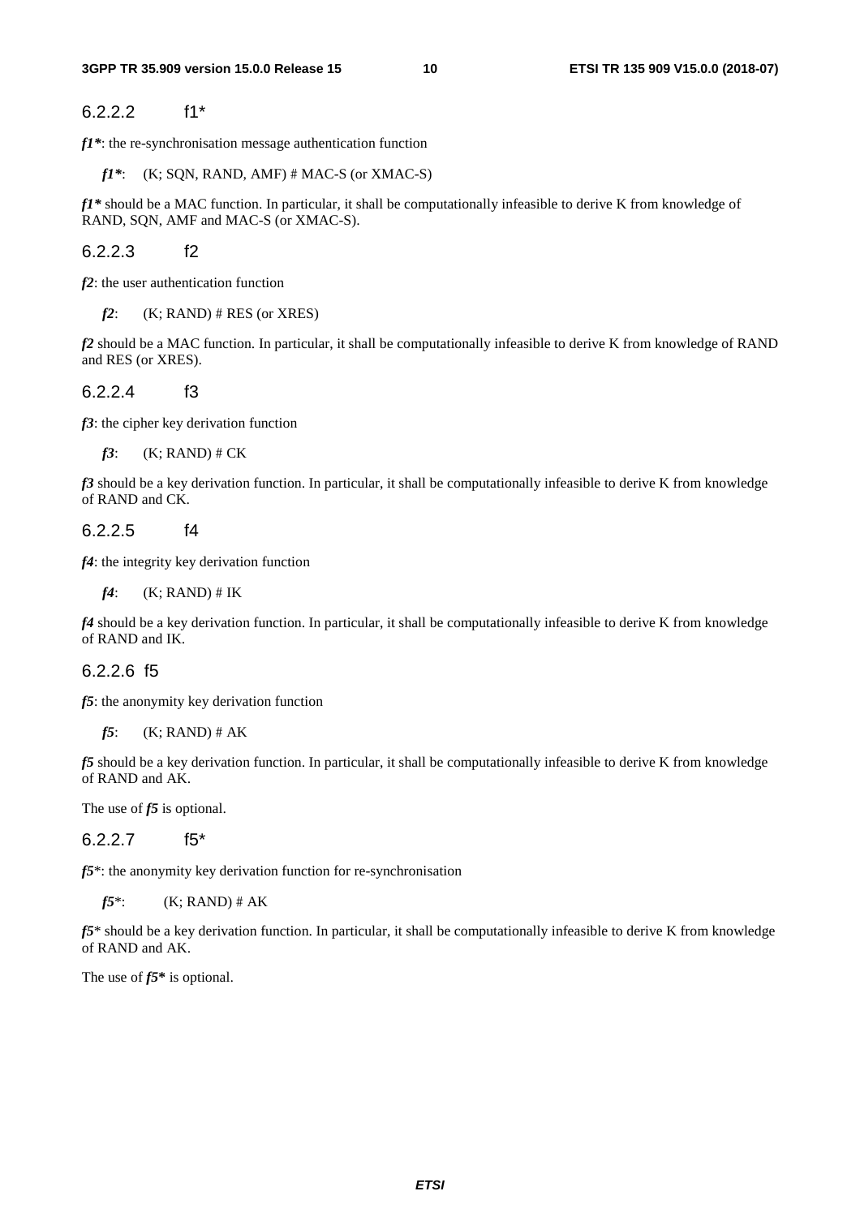#### 6.2.2.2 f1*

***f1****: the re-synchronisation message authentication function

> ***f1****: (K; SQN, RAND, AMF) # MAC-S (or XMAC-S)

***f1**** should be a MAC function. In particular, it shall be computationally infeasible to derive K from knowledge of RAND, SQN, AMF and MAC-S (or XMAC-S).

#### 6.2.2.3 f2

***f2***: the user authentication function

> ***f2***: (K; RAND) # RES (or XRES)

***f2*** should be a MAC function. In particular, it shall be computationally infeasible to derive K from knowledge of RAND and RES (or XRES).

#### 6.2.2.4 f3

***f3***: the cipher key derivation function

> ***f3***: (K; RAND) # CK

***f3*** should be a key derivation function. In particular, it shall be computationally infeasible to derive K from knowledge of RAND and CK.

#### 6.2.2.5 f4

***f4***: the integrity key derivation function

> ***f4***: (K; RAND) # IK

***f4*** should be a key derivation function. In particular, it shall be computationally infeasible to derive K from knowledge of RAND and IK.

#### 6.2.2.6 f5

***f5***: the anonymity key derivation function

> ***f5***: (K; RAND) # AK

***f5*** should be a key derivation function. In particular, it shall be computationally infeasible to derive K from knowledge of RAND and AK.

The use of ***f5*** is optional.

#### 6.2.2.7 f5*

***f5****: the anonymity key derivation function for re-synchronisation

> ***f5****: (K; RAND) # AK

***f5**** should be a key derivation function. In particular, it shall be computationally infeasible to derive K from knowledge of RAND and AK.

The use of ***f5**** is optional.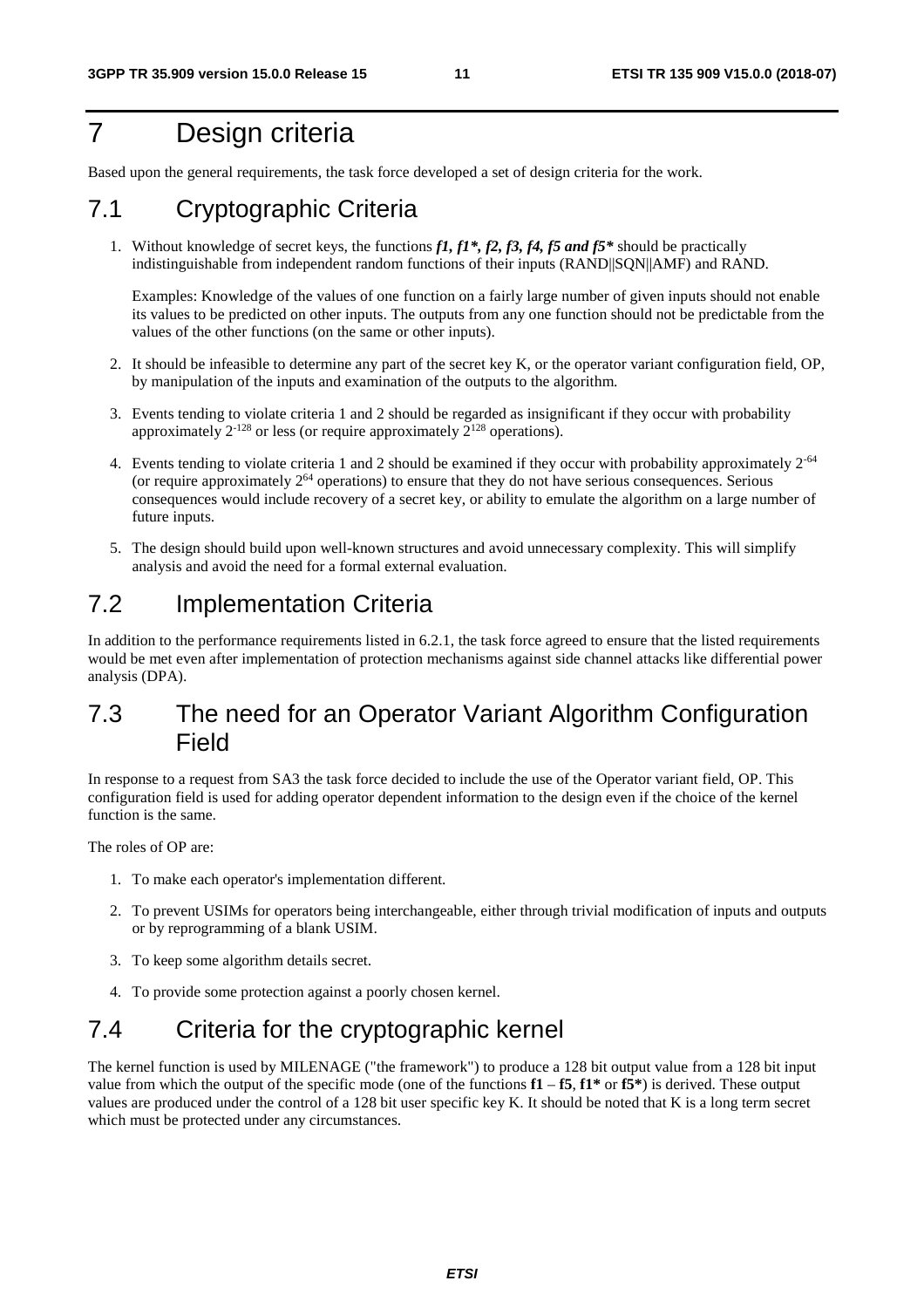# 7 Design criteria

Based upon the general requirements, the task force developed a set of design criteria for the work.

## 7.1 Cryptographic Criteria

1. Without knowledge of secret keys, the functions ***f1, f1\*, f2, f3, f4, f5 and f5\**** should be practically indistinguishable from independent random functions of their inputs (RAND||SQN||AMF) and RAND.

   Examples: Knowledge of the values of one function on a fairly large number of given inputs should not enable its values to be predicted on other inputs. The outputs from any one function should not be predictable from the values of the other functions (on the same or other inputs).

2. It should be infeasible to determine any part of the secret key K, or the operator variant configuration field, OP, by manipulation of the inputs and examination of the outputs to the algorithm.

3. Events tending to violate criteria 1 and 2 should be regarded as insignificant if they occur with probability approximately $2^{-128}$ or less (or require approximately $2^{128}$ operations).

4. Events tending to violate criteria 1 and 2 should be examined if they occur with probability approximately $2^{-64}$ (or require approximately $2^{64}$ operations) to ensure that they do not have serious consequences. Serious consequences would include recovery of a secret key, or ability to emulate the algorithm on a large number of future inputs.

5. The design should build upon well-known structures and avoid unnecessary complexity. This will simplify analysis and avoid the need for a formal external evaluation.

## 7.2 Implementation Criteria

In addition to the performance requirements listed in 6.2.1, the task force agreed to ensure that the listed requirements would be met even after implementation of protection mechanisms against side channel attacks like differential power analysis (DPA).

## 7.3 The need for an Operator Variant Algorithm Configuration Field

In response to a request from SA3 the task force decided to include the use of the Operator variant field, OP. This configuration field is used for adding operator dependent information to the design even if the choice of the kernel function is the same.

The roles of OP are:

1. To make each operator's implementation different.

2. To prevent USIMs for operators being interchangeable, either through trivial modification of inputs and outputs or by reprogramming of a blank USIM.

3. To keep some algorithm details secret.

4. To provide some protection against a poorly chosen kernel.

## 7.4 Criteria for the cryptographic kernel

The kernel function is used by MILENAGE ("the framework") to produce a 128 bit output value from a 128 bit input value from which the output of the specific mode (one of the functions **f1** – **f5**, **f1\*** or **f5\***) is derived. These output values are produced under the control of a 128 bit user specific key K. It should be noted that K is a long term secret which must be protected under any circumstances.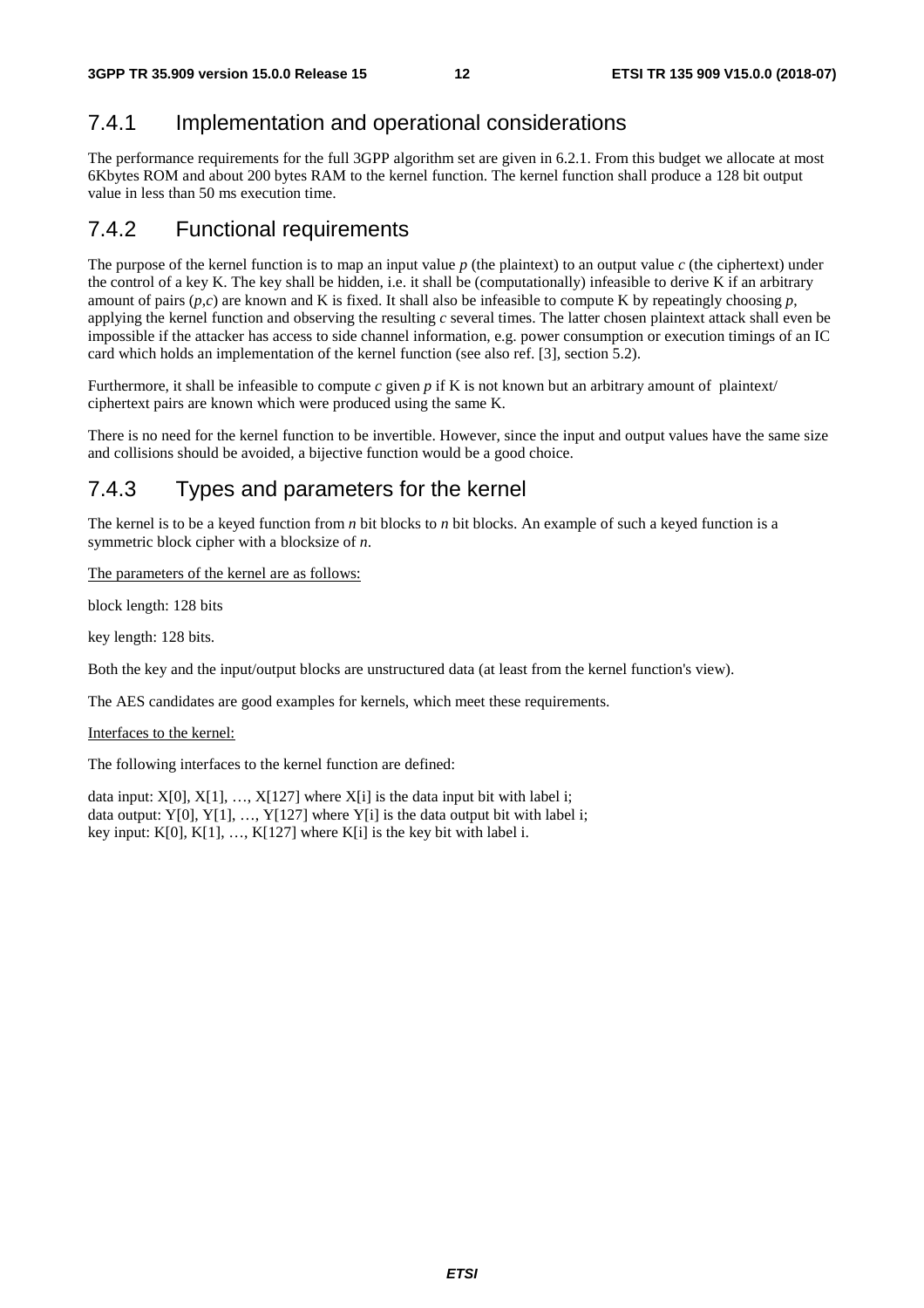### 7.4.1 Implementation and operational considerations

The performance requirements for the full 3GPP algorithm set are given in 6.2.1. From this budget we allocate at most 6Kbytes ROM and about 200 bytes RAM to the kernel function. The kernel function shall produce a 128 bit output value in less than 50 ms execution time.

### 7.4.2 Functional requirements

The purpose of the kernel function is to map an input value *p* (the plaintext) to an output value *c* (the ciphertext) under the control of a key K. The key shall be hidden, i.e. it shall be (computationally) infeasible to derive K if an arbitrary amount of pairs (*p*,*c*) are known and K is fixed. It shall also be infeasible to compute K by repeatingly choosing *p*, applying the kernel function and observing the resulting *c* several times. The latter chosen plaintext attack shall even be impossible if the attacker has access to side channel information, e.g. power consumption or execution timings of an IC card which holds an implementation of the kernel function (see also ref. [3], section 5.2).

Furthermore, it shall be infeasible to compute *c* given *p* if K is not known but an arbitrary amount of plaintext/ciphertext pairs are known which were produced using the same K.

There is no need for the kernel function to be invertible. However, since the input and output values have the same size and collisions should be avoided, a bijective function would be a good choice.

### 7.4.3 Types and parameters for the kernel

The kernel is to be a keyed function from *n* bit blocks to *n* bit blocks. An example of such a keyed function is a symmetric block cipher with a blocksize of *n*.

The parameters of the kernel are as follows:

block length: 128 bits

key length: 128 bits.

Both the key and the input/output blocks are unstructured data (at least from the kernel function's view).

The AES candidates are good examples for kernels, which meet these requirements.

Interfaces to the kernel:

The following interfaces to the kernel function are defined:

data input: X[0], X[1], …, X[127] where X[i] is the data input bit with label i;
data output: Y[0], Y[1], …, Y[127] where Y[i] is the data output bit with label i;
key input: K[0], K[1], …, K[127] where K[i] is the key bit with label i.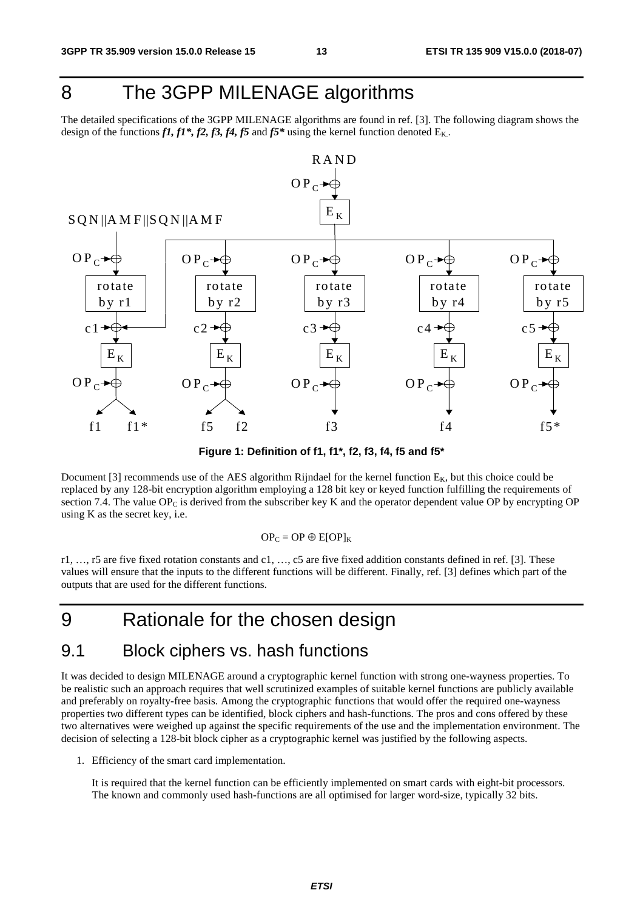# 8 The 3GPP MILENAGE algorithms

The detailed specifications of the 3GPP MILENAGE algorithms are found in ref. [3]. The following diagram shows the design of the functions ***f1, f1\*, f2, f3, f4, f5*** and ***f5\**** using the kernel function denoted $E_K$.

**Figure 1: Definition of f1, f1\*, f2, f3, f4, f5 and f5\***

Document [3] recommends use of the AES algorithm Rijndael for the kernel function $E_K$, but this choice could be replaced by any 128-bit encryption algorithm employing a 128 bit key or keyed function fulfilling the requirements of section 7.4. The value $OP_C$ is derived from the subscriber key K and the operator dependent value OP by encrypting OP using K as the secret key, i.e.

$$OP_C = OP \oplus E[OP]_K$$

r1, …, r5 are five fixed rotation constants and c1, …, c5 are five fixed addition constants defined in ref. [3]. These values will ensure that the inputs to the different functions will be different. Finally, ref. [3] defines which part of the outputs that are used for the different functions.

# 9 Rationale for the chosen design

## 9.1 Block ciphers vs. hash functions

It was decided to design MILENAGE around a cryptographic kernel function with strong one-wayness properties. To be realistic such an approach requires that well scrutinized examples of suitable kernel functions are publicly available and preferably on royalty-free basis. Among the cryptographic functions that would offer the required one-wayness properties two different types can be identified, block ciphers and hash-functions. The pros and cons offered by these two alternatives were weighed up against the specific requirements of the use and the implementation environment. The decision of selecting a 128-bit block cipher as a cryptographic kernel was justified by the following aspects.

1. Efficiency of the smart card implementation.

   It is required that the kernel function can be efficiently implemented on smart cards with eight-bit processors. The known and commonly used hash-functions are all optimised for larger word-size, typically 32 bits.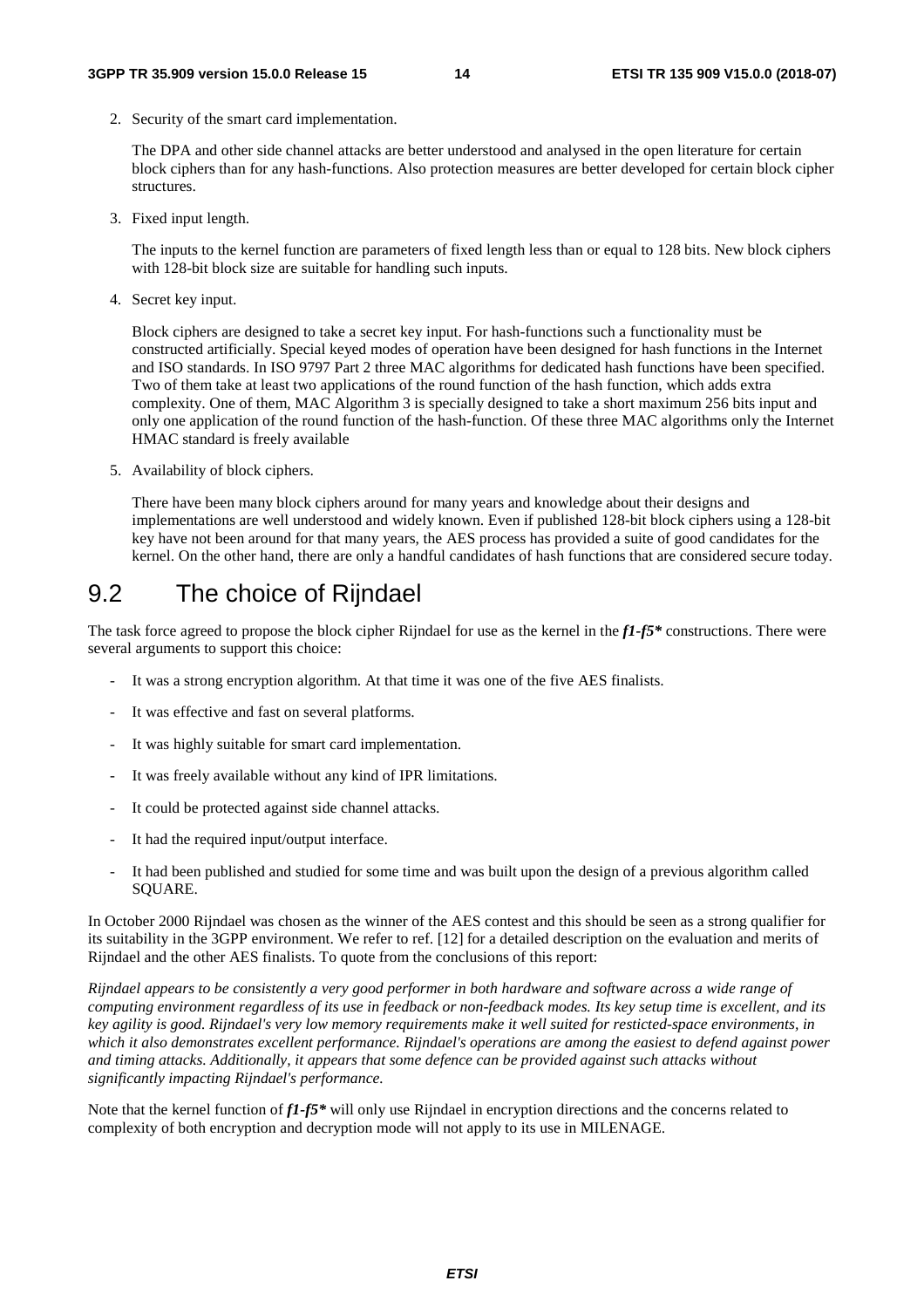2. Security of the smart card implementation.

   The DPA and other side channel attacks are better understood and analysed in the open literature for certain block ciphers than for any hash-functions. Also protection measures are better developed for certain block cipher structures.

3. Fixed input length.

   The inputs to the kernel function are parameters of fixed length less than or equal to 128 bits. New block ciphers with 128-bit block size are suitable for handling such inputs.

4. Secret key input.

   Block ciphers are designed to take a secret key input. For hash-functions such a functionality must be constructed artificially. Special keyed modes of operation have been designed for hash functions in the Internet and ISO standards. In ISO 9797 Part 2 three MAC algorithms for dedicated hash functions have been specified. Two of them take at least two applications of the round function of the hash function, which adds extra complexity. One of them, MAC Algorithm 3 is specially designed to take a short maximum 256 bits input and only one application of the round function of the hash-function. Of these three MAC algorithms only the Internet HMAC standard is freely available

5. Availability of block ciphers.

   There have been many block ciphers around for many years and knowledge about their designs and implementations are well understood and widely known. Even if published 128-bit block ciphers using a 128-bit key have not been around for that many years, the AES process has provided a suite of good candidates for the kernel. On the other hand, there are only a handful candidates of hash functions that are considered secure today.

## 9.2 The choice of Rijndael

The task force agreed to propose the block cipher Rijndael for use as the kernel in the ***f1-f5**** constructions. There were several arguments to support this choice:

- It was a strong encryption algorithm. At that time it was one of the five AES finalists.
- It was effective and fast on several platforms.
- It was highly suitable for smart card implementation.
- It was freely available without any kind of IPR limitations.
- It could be protected against side channel attacks.
- It had the required input/output interface.
- It had been published and studied for some time and was built upon the design of a previous algorithm called SQUARE.

In October 2000 Rijndael was chosen as the winner of the AES contest and this should be seen as a strong qualifier for its suitability in the 3GPP environment. We refer to ref. [12] for a detailed description on the evaluation and merits of Rijndael and the other AES finalists. To quote from the conclusions of this report:

*Rijndael appears to be consistently a very good performer in both hardware and software across a wide range of computing environment regardless of its use in feedback or non-feedback modes. Its key setup time is excellent, and its key agility is good. Rijndael's very low memory requirements make it well suited for resticted-space environments, in which it also demonstrates excellent performance. Rijndael's operations are among the easiest to defend against power and timing attacks. Additionally, it appears that some defence can be provided against such attacks without significantly impacting Rijndael's performance.*

Note that the kernel function of ***f1-f5**** will only use Rijndael in encryption directions and the concerns related to complexity of both encryption and decryption mode will not apply to its use in MILENAGE.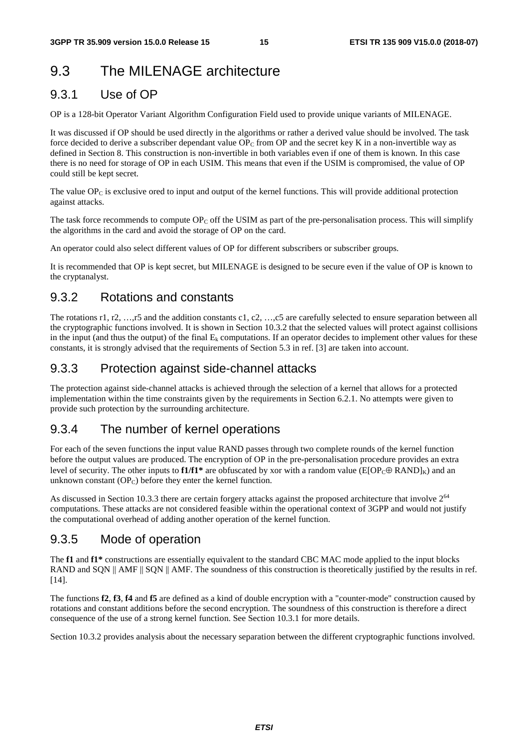# 9.3 The MILENAGE architecture

## 9.3.1 Use of OP

OP is a 128-bit Operator Variant Algorithm Configuration Field used to provide unique variants of MILENAGE.

It was discussed if OP should be used directly in the algorithms or rather a derived value should be involved. The task force decided to derive a subscriber dependant value $OP_C$ from OP and the secret key K in a non-invertible way as defined in Section 8. This construction is non-invertible in both variables even if one of them is known. In this case there is no need for storage of OP in each USIM. This means that even if the USIM is compromised, the value of OP could still be kept secret.

The value $OP_C$ is exclusive ored to input and output of the kernel functions. This will provide additional protection against attacks.

The task force recommends to compute $OP_C$ off the USIM as part of the pre-personalisation process. This will simplify the algorithms in the card and avoid the storage of OP on the card.

An operator could also select different values of OP for different subscribers or subscriber groups.

It is recommended that OP is kept secret, but MILENAGE is designed to be secure even if the value of OP is known to the cryptanalyst.

## 9.3.2 Rotations and constants

The rotations r1, r2, …,r5 and the addition constants c1, c2, …,c5 are carefully selected to ensure separation between all the cryptographic functions involved. It is shown in Section 10.3.2 that the selected values will protect against collisions in the input (and thus the output) of the final $E_k$ computations. If an operator decides to implement other values for these constants, it is strongly advised that the requirements of Section 5.3 in ref. [3] are taken into account.

## 9.3.3 Protection against side-channel attacks

The protection against side-channel attacks is achieved through the selection of a kernel that allows for a protected implementation within the time constraints given by the requirements in Section 6.2.1. No attempts were given to provide such protection by the surrounding architecture.

## 9.3.4 The number of kernel operations

For each of the seven functions the input value RAND passes through two complete rounds of the kernel function before the output values are produced. The encryption of OP in the pre-personalisation procedure provides an extra level of security. The other inputs to **f1/f1*** are obfuscated by xor with a random value ($E[OP_C \oplus RAND]_K$) and an unknown constant ($OP_C$) before they enter the kernel function.

As discussed in Section 10.3.3 there are certain forgery attacks against the proposed architecture that involve $2^{64}$ computations. These attacks are not considered feasible within the operational context of 3GPP and would not justify the computational overhead of adding another operation of the kernel function.

## 9.3.5 Mode of operation

The **f1** and **f1*** constructions are essentially equivalent to the standard CBC MAC mode applied to the input blocks RAND and SQN || AMF || SQN || AMF. The soundness of this construction is theoretically justified by the results in ref. [14].

The functions **f2**, **f3**, **f4** and **f5** are defined as a kind of double encryption with a "counter-mode" construction caused by rotations and constant additions before the second encryption. The soundness of this construction is therefore a direct consequence of the use of a strong kernel function. See Section 10.3.1 for more details.

Section 10.3.2 provides analysis about the necessary separation between the different cryptographic functions involved.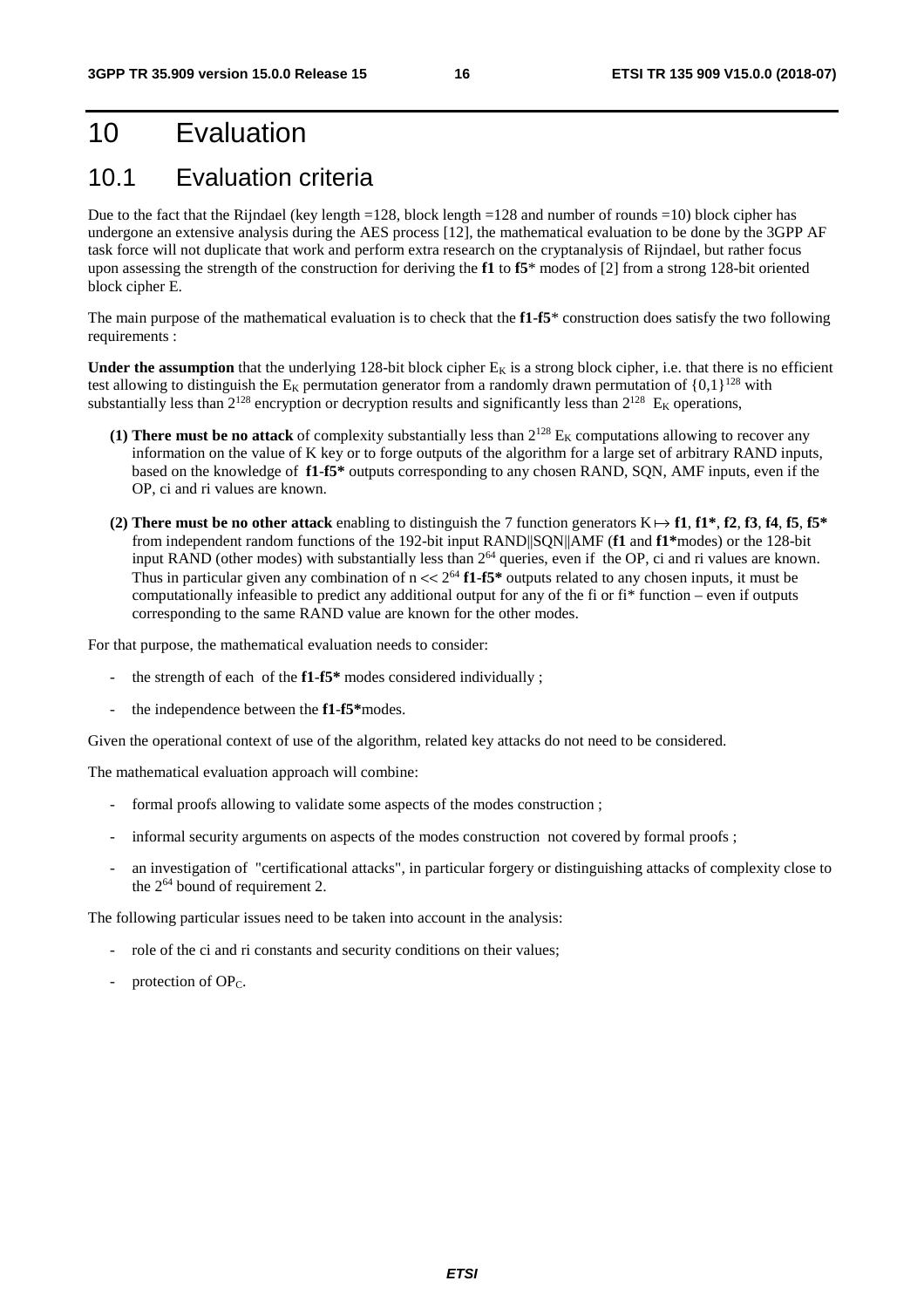# 10 Evaluation

## 10.1 Evaluation criteria

Due to the fact that the Rijndael (key length =128, block length =128 and number of rounds =10) block cipher has undergone an extensive analysis during the AES process [12], the mathematical evaluation to be done by the 3GPP AF task force will not duplicate that work and perform extra research on the cryptanalysis of Rijndael, but rather focus upon assessing the strength of the construction for deriving the **f1** to **f5*** modes of [2] from a strong 128-bit oriented block cipher E.

The main purpose of the mathematical evaluation is to check that the **f1**-**f5*** construction does satisfy the two following requirements :

**Under the assumption** that the underlying 128-bit block cipher $E_K$ is a strong block cipher, i.e. that there is no efficient test allowing to distinguish the $E_K$ permutation generator from a randomly drawn permutation of $\{0,1\}^{128}$ with substantially less than $2^{128}$ encryption or decryption results and significantly less than $2^{128}$ $E_K$ operations,

- **(1) There must be no attack** of complexity substantially less than $2^{128}$ $E_K$ computations allowing to recover any information on the value of K key or to forge outputs of the algorithm for a large set of arbitrary RAND inputs, based on the knowledge of **f1**-**f5*** outputs corresponding to any chosen RAND, SQN, AMF inputs, even if the OP, ci and ri values are known.

- **(2) There must be no other attack** enabling to distinguish the 7 function generators $K \mapsto$ **f1**, **f1***, **f2**, **f3**, **f4**, **f5**, **f5*** from independent random functions of the 192-bit input RAND||SQN||AMF (**f1** and **f1***modes) or the 128-bit input RAND (other modes) with substantially less than $2^{64}$ queries, even if the OP, ci and ri values are known. Thus in particular given any combination of $n << 2^{64}$ **f1**-**f5*** outputs related to any chosen inputs, it must be computationally infeasible to predict any additional output for any of the fi or fi* function – even if outputs corresponding to the same RAND value are known for the other modes.

For that purpose, the mathematical evaluation needs to consider:

- the strength of each of the **f1**-**f5*** modes considered individually ;
- the independence between the **f1**-**f5***modes.

Given the operational context of use of the algorithm, related key attacks do not need to be considered.

The mathematical evaluation approach will combine:

- formal proofs allowing to validate some aspects of the modes construction ;
- informal security arguments on aspects of the modes construction not covered by formal proofs ;
- an investigation of "certificational attacks", in particular forgery or distinguishing attacks of complexity close to the $2^{64}$ bound of requirement 2.

The following particular issues need to be taken into account in the analysis:

- role of the ci and ri constants and security conditions on their values;
- protection of $OP_C$.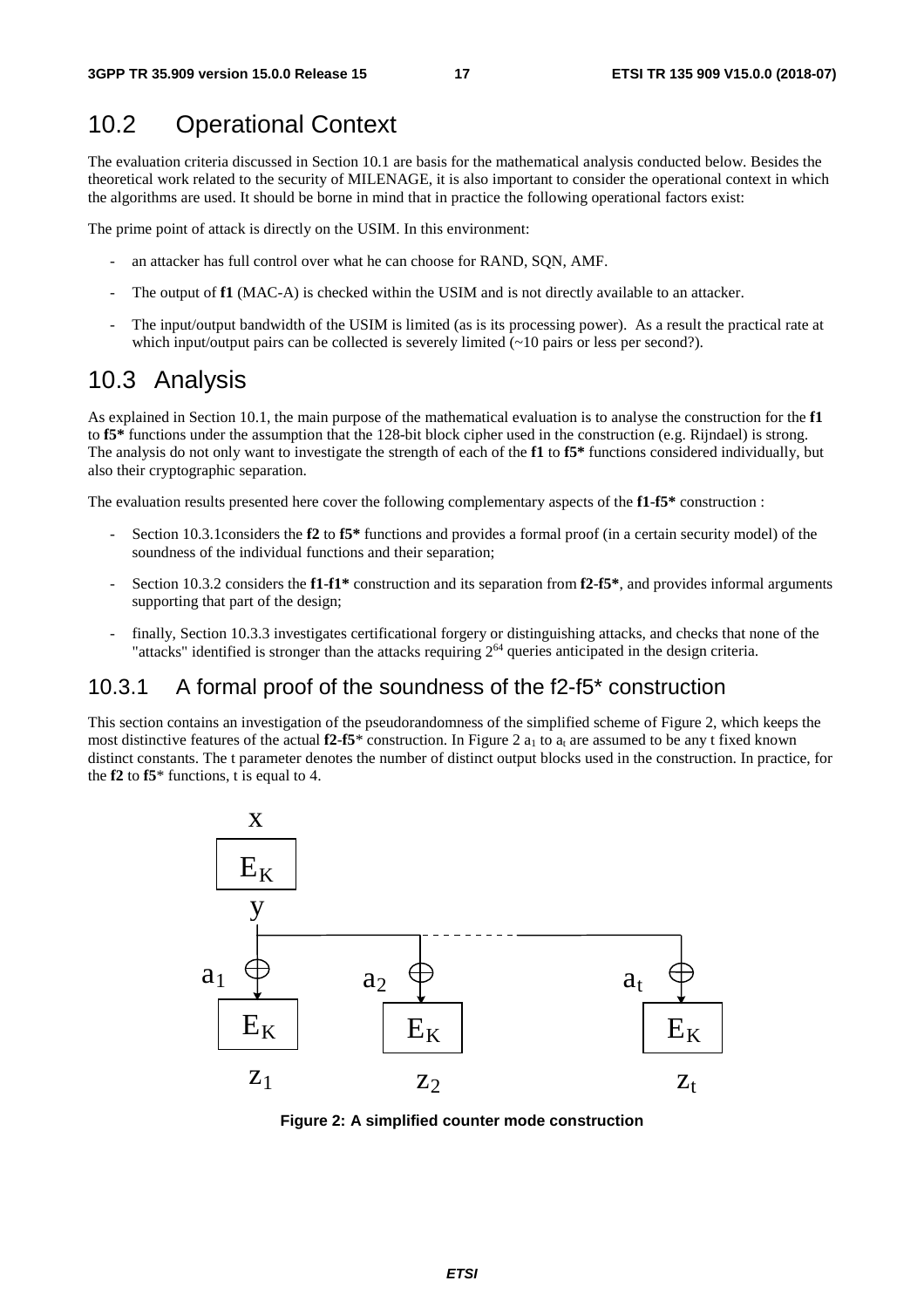## 10.2 Operational Context

The evaluation criteria discussed in Section 10.1 are basis for the mathematical analysis conducted below. Besides the theoretical work related to the security of MILENAGE, it is also important to consider the operational context in which the algorithms are used. It should be borne in mind that in practice the following operational factors exist:

The prime point of attack is directly on the USIM. In this environment:

- an attacker has full control over what he can choose for RAND, SQN, AMF.
- The output of **f1** (MAC-A) is checked within the USIM and is not directly available to an attacker.
- The input/output bandwidth of the USIM is limited (as is its processing power). As a result the practical rate at which input/output pairs can be collected is severely limited (~10 pairs or less per second?).

## 10.3 Analysis

As explained in Section 10.1, the main purpose of the mathematical evaluation is to analyse the construction for the **f1** to **f5*** functions under the assumption that the 128-bit block cipher used in the construction (e.g. Rijndael) is strong. The analysis do not only want to investigate the strength of each of the **f1** to **f5*** functions considered individually, but also their cryptographic separation.

The evaluation results presented here cover the following complementary aspects of the **f1-f5*** construction :

- Section 10.3.1considers the **f2** to **f5*** functions and provides a formal proof (in a certain security model) of the soundness of the individual functions and their separation;
- Section 10.3.2 considers the **f1-f1*** construction and its separation from **f2-f5***, and provides informal arguments supporting that part of the design;
- finally, Section 10.3.3 investigates certificational forgery or distinguishing attacks, and checks that none of the "attacks" identified is stronger than the attacks requiring $2^{64}$ queries anticipated in the design criteria.

### 10.3.1 A formal proof of the soundness of the f2-f5* construction

This section contains an investigation of the pseudorandomness of the simplified scheme of Figure 2, which keeps the most distinctive features of the actual **f2-f5*** construction. In Figure 2 $a_1$ to $a_t$ are assumed to be any t fixed known distinct constants. The t parameter denotes the number of distinct output blocks used in the construction. In practice, for the **f2** to **f5*** functions, t is equal to 4.

**Figure 2: A simplified counter mode construction**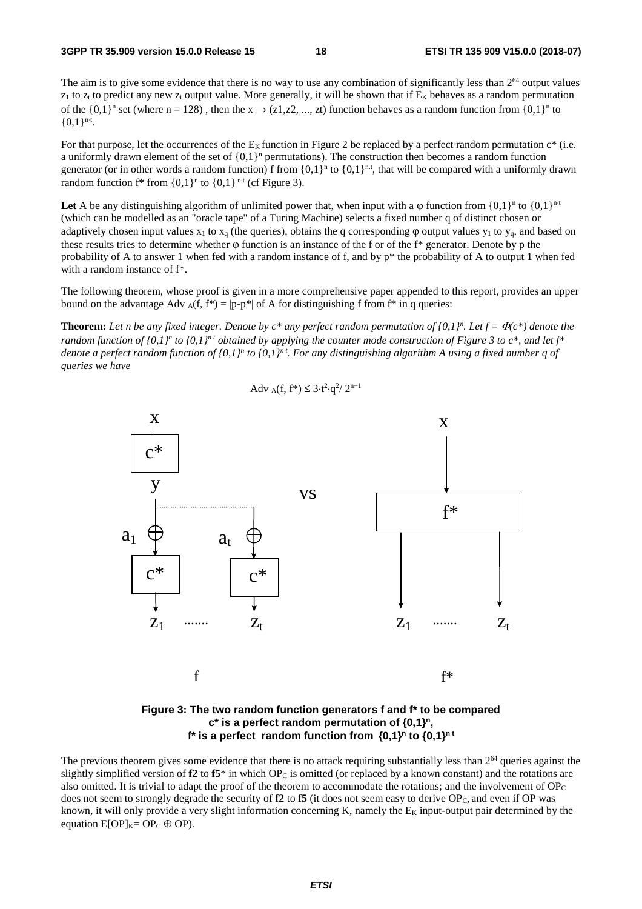The aim is to give some evidence that there is no way to use any combination of significantly less than $2^{64}$ output values $z_1$ to $z_t$ to predict any new $z_i$ output value. More generally, it will be shown that if $E_K$ behaves as a random permutation of the $\{0,1\}^n$ set (where n = 128) , then the $x \mapsto (z1,z2, ..., zt)$ function behaves as a random function from $\{0,1\}^n$ to $\{0,1\}^{n \cdot t}$.

For that purpose, let the occurrences of the $E_K$ function in Figure 2 be replaced by a perfect random permutation c* (i.e. a uniformly drawn element of the set of $\{0,1\}^n$ permutations). The construction then becomes a random function generator (or in other words a random function) f from $\{0,1\}^n$ to $\{0,1\}^{n.t}$, that will be compared with a uniformly drawn random function f* from $\{0,1\}^n$ to $\{0,1\}^{n \cdot t}$ (cf Figure 3).

**Let** A be any distinguishing algorithm of unlimited power that, when input with a φ function from $\{0,1\}^n$ to $\{0,1\}^{n \cdot t}$ (which can be modelled as an "oracle tape" of a Turing Machine) selects a fixed number q of distinct chosen or adaptively chosen input values $x_1$ to $x_q$ (the queries), obtains the q corresponding φ output values $y_1$ to $y_q$, and based on these results tries to determine whether φ function is an instance of the f or of the f* generator. Denote by p the probability of A to answer 1 when fed with a random instance of f, and by p* the probability of A to output 1 when fed with a random instance of f*.

The following theorem, whose proof is given in a more comprehensive paper appended to this report, provides an upper bound on the advantage $Adv_A(f, f^*) = |p-p^*|$ of A for distinguishing f from f* in q queries:

**Theorem:** *Let n be any fixed integer. Denote by c\* any perfect random permutation of* $\{0,1\}^n$. *Let* $f = \Phi(c^*)$ *denote the random function of* $\{0,1\}^n$ *to* $\{0,1\}^{n \cdot t}$ *obtained by applying the counter mode construction of Figure 3 to c\*, and let f\* denote a perfect random function of* $\{0,1\}^n$ *to* $\{0,1\}^{n \cdot t}$. *For any distinguishing algorithm A using a fixed number q of queries we have*

$$Adv_A(f, f^*) \leq 3 \cdot t^2 \cdot q^2 / 2^{n+1}$$

**Figure 3: The two random function generators f and f* to be compared**
**c* is a perfect random permutation of $\{0,1\}^n$,**
**f* is a perfect random function from $\{0,1\}^n$ to $\{0,1\}^{n \cdot t}$**

The previous theorem gives some evidence that there is no attack requiring substantially less than $2^{64}$ queries against the slightly simplified version of **f2** to **f5*** in which $OP_C$ is omitted (or replaced by a known constant) and the rotations are also omitted. It is trivial to adapt the proof of the theorem to accommodate the rotations; and the involvement of $OP_C$ does not seem to strongly degrade the security of **f2** to **f5** (it does not seem easy to derive $OP_C$, and even if OP was known, it will only provide a very slight information concerning K, namely the $E_K$ input-output pair determined by the equation $E[OP]_K = OP_C \oplus OP$).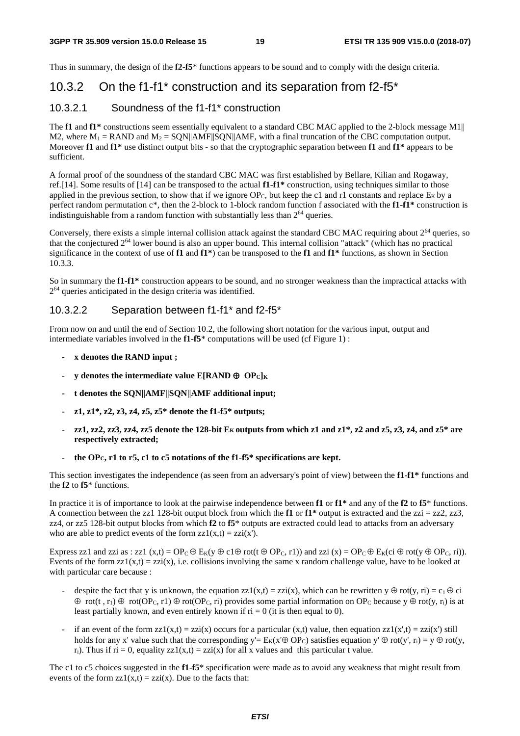Thus in summary, the design of the **f2**-**f5**\* functions appears to be sound and to comply with the design criteria.

### 10.3.2 On the f1-f1* construction and its separation from f2-f5*

#### 10.3.2.1 Soundness of the f1-f1* construction

The **f1** and **f1\*** constructions seem essentially equivalent to a standard CBC MAC applied to the 2-block message M1|| M2, where $M_1$ = RAND and $M_2$ = SQN||AMF||SQN||AMF, with a final truncation of the CBC computation output. Moreover **f1** and **f1\*** use distinct output bits - so that the cryptographic separation between **f1** and **f1\*** appears to be sufficient.

A formal proof of the soundness of the standard CBC MAC was first established by Bellare, Kilian and Rogaway, ref.[14]. Some results of [14] can be transposed to the actual **f1**-**f1\*** construction, using techniques similar to those applied in the previous section, to show that if we ignore $OP_C$, but keep the c1 and r1 constants and replace $E_K$ by a perfect random permutation c\*, then the 2-block to 1-block random function f associated with the **f1**-**f1\*** construction is indistinguishable from a random function with substantially less than $2^{64}$ queries.

Conversely, there exists a simple internal collision attack against the standard CBC MAC requiring about $2^{64}$ queries, so that the conjectured $2^{64}$ lower bound is also an upper bound. This internal collision "attack" (which has no practical significance in the context of use of **f1** and **f1\***) can be transposed to the **f1** and **f1\*** functions, as shown in Section 10.3.3.

So in summary the **f1**-**f1\*** construction appears to be sound, and no stronger weakness than the impractical attacks with $2^{64}$ queries anticipated in the design criteria was identified.

#### 10.3.2.2 Separation between f1-f1* and f2-f5*

From now on and until the end of Section 10.2, the following short notation for the various input, output and intermediate variables involved in the **f1**-**f5**\* computations will be used (cf Figure 1) :

- **x denotes the RAND input ;**
- **y denotes the intermediate value E[RAND $\oplus$ $OP_C$]$_K$**
- **t denotes the SQN||AMF||SQN||AMF additional input;**
- **z1, z1\*, z2, z3, z4, z5, z5\* denote the f1-f5\* outputs;**
- **zz1, zz2, zz3, zz4, zz5 denote the 128-bit $E_K$ outputs from which z1 and z1\*, z2 and z5, z3, z4, and z5\* are respectively extracted;**
- **the $OP_C$, r1 to r5, c1 to c5 notations of the f1-f5\* specifications are kept.**

This section investigates the independence (as seen from an adversary's point of view) between the **f1**-**f1\*** functions and the **f2** to **f5**\* functions.

In practice it is of importance to look at the pairwise independence between **f1** or **f1\*** and any of the **f2** to **f5**\* functions. A connection between the zz1 128-bit output block from which the **f1** or **f1\*** output is extracted and the zzi = zz2, zz3, zz4, or zz5 128-bit output blocks from which **f2** to **f5**\* outputs are extracted could lead to attacks from an adversary who are able to predict events of the form zz1(x,t) = zzi(x').

Express zz1 and zzi as : zz1 (x,t) = $OP_C \oplus E_K(y \oplus c1 \oplus rot(t \oplus OP_C, r1))$ and zzi (x) = $OP_C \oplus E_K(ci \oplus rot(y \oplus OP_C, ri))$. Events of the form zz1(x,t) = zzi(x), i.e. collisions involving the same x random challenge value, have to be looked at with particular care because :

- despite the fact that y is unknown, the equation zz1(x,t) = zzi(x), which can be rewritten $y \oplus rot(y, ri) = c_1 \oplus ci \oplus rot(t, r_1) \oplus rot(OP_C, r1) \oplus rot(OP_C, ri)$ provides some partial information on $OP_C$ because $y \oplus rot(y, r_i)$ is at least partially known, and even entirely known if ri = 0 (it is then equal to 0).
- if an event of the form zz1(x,t) = zzi(x) occurs for a particular (x,t) value, then equation zz1(x',t) = zzi(x') still holds for any x' value such that the corresponding $y' = E_K(x' \oplus OP_C)$ satisfies equation $y' \oplus rot(y', r_i) = y \oplus rot(y, r_i)$. Thus if ri = 0, equality zz1(x,t) = zzi(x) for all x values and this particular t value.

The c1 to c5 choices suggested in the **f1**-**f5**\* specification were made as to avoid any weakness that might result from events of the form zz1(x,t) = zzi(x). Due to the facts that: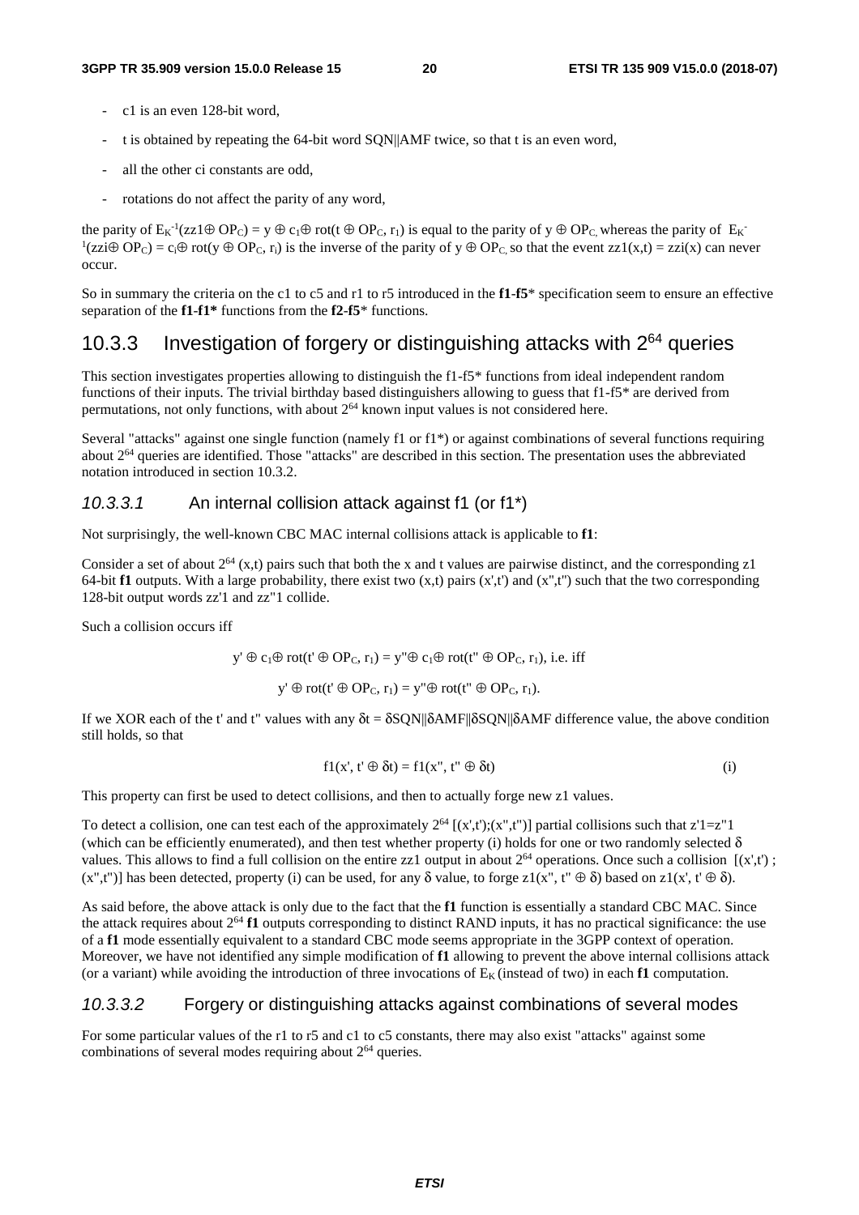- c1 is an even 128-bit word,
- t is obtained by repeating the 64-bit word SQN||AMF twice, so that t is an even word,
- all the other ci constants are odd,
- rotations do not affect the parity of any word,

the parity of $E_K^{-1}(zz1 \oplus OP_C) = y \oplus c_1 \oplus rot(t \oplus OP_C, r_1)$ is equal to the parity of $y \oplus OP_C$ whereas the parity of $E_K^{-1}(zzi \oplus OP_C) = c_i \oplus rot(y \oplus OP_C, r_i)$ is the inverse of the parity of $y \oplus OP_C$ so that the event $zz1(x,t) = zzi(x)$ can never occur.

So in summary the criteria on the c1 to c5 and r1 to r5 introduced in the **f1-f5*** specification seem to ensure an effective separation of the **f1-f1*** functions from the **f2-f5*** functions.

## 10.3.3 Investigation of forgery or distinguishing attacks with $2^{64}$ queries

This section investigates properties allowing to distinguish the f1-f5* functions from ideal independent random functions of their inputs. The trivial birthday based distinguishers allowing to guess that f1-f5* are derived from permutations, not only functions, with about $2^{64}$ known input values is not considered here.

Several "attacks" against one single function (namely f1 or f1*) or against combinations of several functions requiring about $2^{64}$ queries are identified. Those "attacks" are described in this section. The presentation uses the abbreviated notation introduced in section 10.3.2.

### *10.3.3.1* An internal collision attack against f1 (or f1*)

Not surprisingly, the well-known CBC MAC internal collisions attack is applicable to **f1**:

Consider a set of about $2^{64}$ (x,t) pairs such that both the x and t values are pairwise distinct, and the corresponding z1 64-bit **f1** outputs. With a large probability, there exist two (x,t) pairs (x',t') and (x",t") such that the two corresponding 128-bit output words zz'1 and zz"1 collide.

Such a collision occurs iff

$$y' \oplus c_1 \oplus rot(t' \oplus OP_C, r_1) = y'' \oplus c_1 \oplus rot(t'' \oplus OP_C, r_1), \text{ i.e. iff}$$

$$y' \oplus rot(t' \oplus OP_C, r_1) = y'' \oplus rot(t'' \oplus OP_C, r_1).$$

If we XOR each of the t' and t" values with any $\delta t = \delta SQN||\delta AMF||\delta SQN||\delta AMF$ difference value, the above condition still holds, so that

$$f1(x', t' \oplus \delta t) = f1(x'', t'' \oplus \delta t) \qquad \text{(i)}$$

This property can first be used to detect collisions, and then to actually forge new z1 values.

To detect a collision, one can test each of the approximately $2^{64}$ [(x',t');(x",t")] partial collisions such that z'1=z"1 (which can be efficiently enumerated), and then test whether property (i) holds for one or two randomly selected $\delta$ values. This allows to find a full collision on the entire zz1 output in about $2^{64}$ operations. Once such a collision [(x',t') ; (x",t")] has been detected, property (i) can be used, for any $\delta$ value, to forge $z1(x'', t'' \oplus \delta)$ based on $z1(x', t' \oplus \delta)$.

As said before, the above attack is only due to the fact that the **f1** function is essentially a standard CBC MAC. Since the attack requires about $2^{64}$ **f1** outputs corresponding to distinct RAND inputs, it has no practical significance: the use of a **f1** mode essentially equivalent to a standard CBC mode seems appropriate in the 3GPP context of operation. Moreover, we have not identified any simple modification of **f1** allowing to prevent the above internal collisions attack (or a variant) while avoiding the introduction of three invocations of $E_K$ (instead of two) in each **f1** computation.

### *10.3.3.2* Forgery or distinguishing attacks against combinations of several modes

For some particular values of the r1 to r5 and c1 to c5 constants, there may also exist "attacks" against some combinations of several modes requiring about $2^{64}$ queries.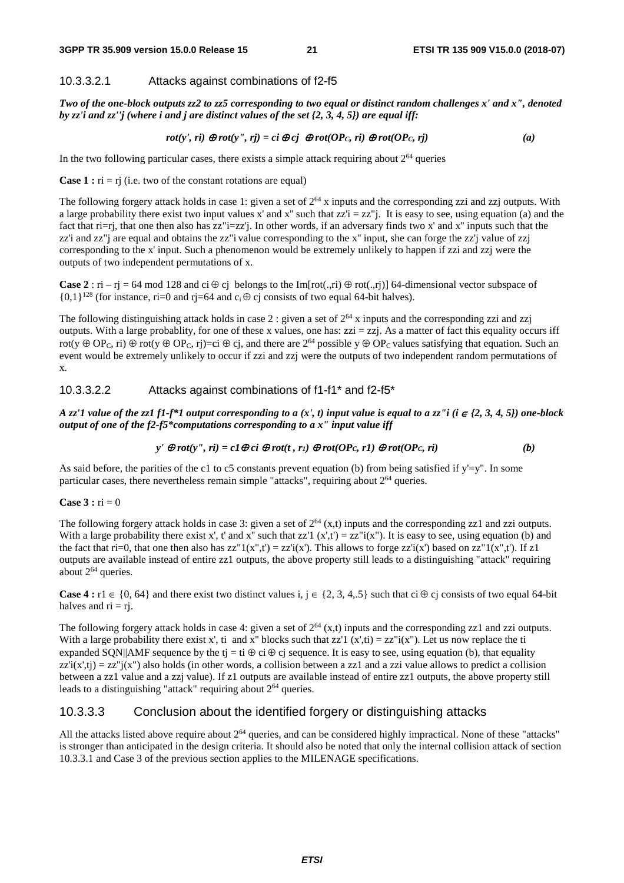#### 10.3.3.2.1 Attacks against combinations of f2-f5

***Two of the one-block outputs zz2 to zz5 corresponding to two equal or distinct random challenges x' and x", denoted by zz'i and zz''j (where i and j are distinct values of the set {2, 3, 4, 5}) are equal iff:***

$$rot(y', ri) \oplus rot(y'', rj) = ci \oplus cj \oplus rot(OP_C, ri) \oplus rot(OP_C, rj) \qquad (a)$$

In the two following particular cases, there exists a simple attack requiring about $2^{64}$ queries

**Case 1 :** ri = rj (i.e. two of the constant rotations are equal)

The following forgery attack holds in case 1: given a set of $2^{64}$ x inputs and the corresponding zzi and zzj outputs. With a large probability there exist two input values x' and x" such that zz'i = zz"j. It is easy to see, using equation (a) and the fact that ri=rj, that one then also has zz"i=zz'j. In other words, if an adversary finds two x' and x" inputs such that the zz'i and zz"j are equal and obtains the zz"i value corresponding to the x" input, she can forge the zz'j value of zzj corresponding to the x' input. Such a phenomenon would be extremely unlikely to happen if zzi and zzj were the outputs of two independent permutations of x.

**Case 2** : ri – rj = 64 mod 128 and ci ⊕ cj belongs to the Im[rot(.,ri) ⊕ rot(.,rj)] 64-dimensional vector subspace of $\{0,1\}^{128}$ (for instance, ri=0 and rj=64 and $c_i \oplus$ cj consists of two equal 64-bit halves).

The following distinguishing attack holds in case 2 : given a set of $2^{64}$ x inputs and the corresponding zzi and zzj outputs. With a large probablity, for one of these x values, one has: zzi = zzj. As a matter of fact this equality occurs iff rot(y ⊕ $OP_C$, ri) ⊕ rot(y ⊕ $OP_C$, rj)=ci ⊕ cj, and there are $2^{64}$ possible y ⊕ $OP_C$ values satisfying that equation. Such an event would be extremely unlikely to occur if zzi and zzj were the outputs of two independent random permutations of x.

#### 10.3.3.2.2 Attacks against combinations of f1-f1* and f2-f5*

***A zz'1 value of the zz1 f1-f\*1 output corresponding to a (x', t) input value is equal to a zz"i (i ∈ {2, 3, 4, 5}) one-block output of one of the f2-f5\*computations corresponding to a x" input value iff***

$$y' \oplus rot(y'', ri) = c1 \oplus ci \oplus rot(t, r_1) \oplus rot(OP_C, r1) \oplus rot(OP_C, ri) \qquad (b)$$

As said before, the parities of the c1 to c5 constants prevent equation (b) from being satisfied if y'=y". In some particular cases, there nevertheless remain simple "attacks", requiring about $2^{64}$ queries.

**Case 3 :** ri = 0

The following forgery attack holds in case 3: given a set of $2^{64}$ (x,t) inputs and the corresponding zz1 and zzi outputs. With a large probability there exist x', t' and x" such that zz'1 (x',t') = zz"i(x"). It is easy to see, using equation (b) and the fact that ri=0, that one then also has zz"1(x",t') = zz'i(x'). This allows to forge zz'i(x') based on zz"1(x",t'). If z1 outputs are available instead of entire zz1 outputs, the above property still leads to a distinguishing "attack" requiring about $2^{64}$ queries.

**Case 4 :** r1 ∈ {0, 64} and there exist two distinct values i, j ∈ {2, 3, 4,.5} such that ci ⊕ cj consists of two equal 64-bit halves and ri = rj.

The following forgery attack holds in case 4: given a set of $2^{64}$ (x,t) inputs and the corresponding zz1 and zzi outputs. With a large probability there exist x', ti and x" blocks such that zz'1 (x',ti) = zz"i(x"). Let us now replace the ti expanded SQN||AMF sequence by the tj = ti ⊕ ci ⊕ cj sequence. It is easy to see, using equation (b), that equality zz'i(x',tj) = zz"j(x") also holds (in other words, a collision between a zz1 and a zzi value allows to predict a collision between a zz1 value and a zzj value). If z1 outputs are available instead of entire zz1 outputs, the above property still leads to a distinguishing "attack" requiring about $2^{64}$ queries.

### 10.3.3.3 Conclusion about the identified forgery or distinguishing attacks

All the attacks listed above require about $2^{64}$ queries, and can be considered highly impractical. None of these "attacks" is stronger than anticipated in the design criteria. It should also be noted that only the internal collision attack of section 10.3.3.1 and Case 3 of the previous section applies to the MILENAGE specifications.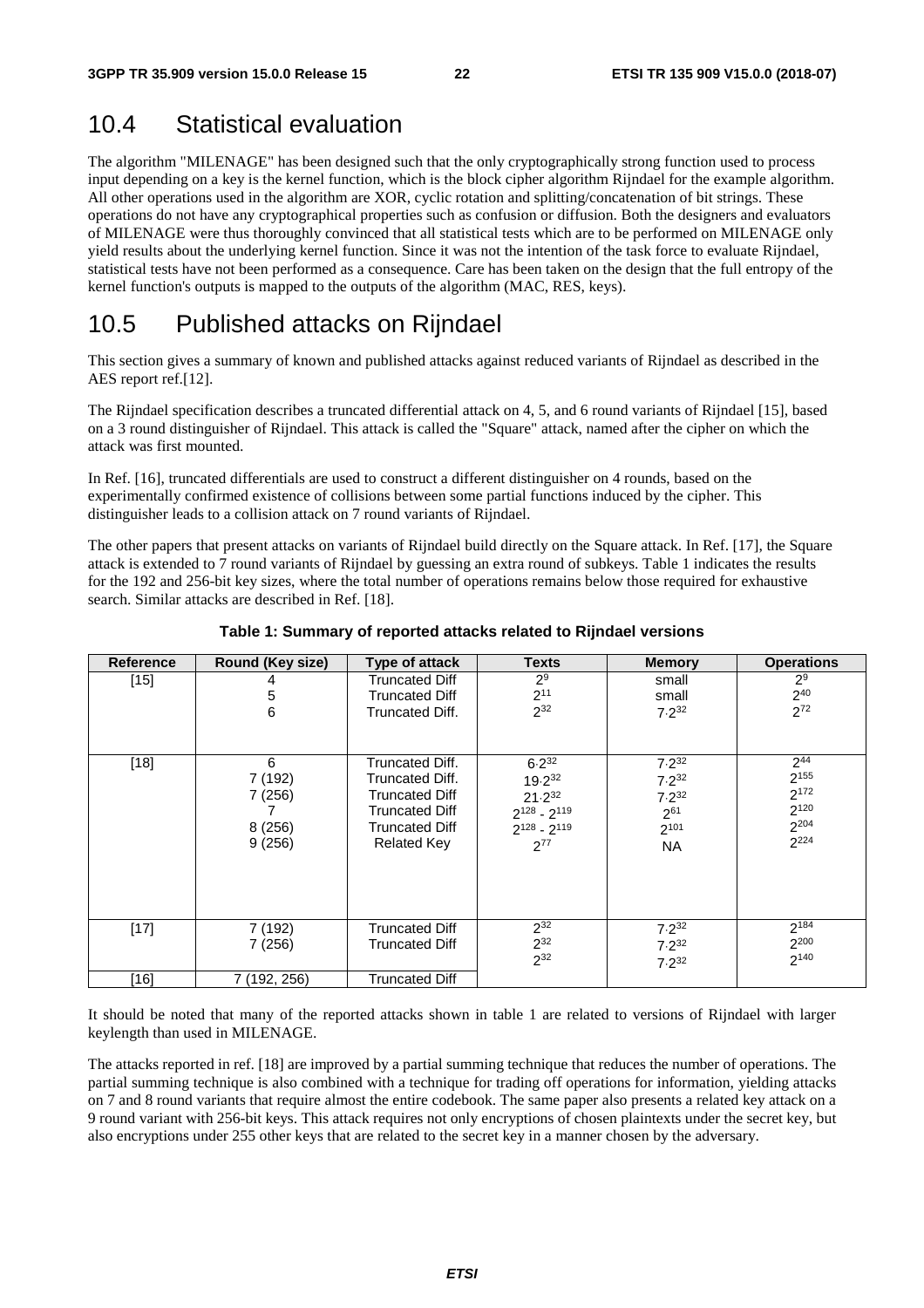## 10.4 Statistical evaluation

The algorithm "MILENAGE" has been designed such that the only cryptographically strong function used to process input depending on a key is the kernel function, which is the block cipher algorithm Rijndael for the example algorithm. All other operations used in the algorithm are XOR, cyclic rotation and splitting/concatenation of bit strings. These operations do not have any cryptographical properties such as confusion or diffusion. Both the designers and evaluators of MILENAGE were thus thoroughly convinced that all statistical tests which are to be performed on MILENAGE only yield results about the underlying kernel function. Since it was not the intention of the task force to evaluate Rijndael, statistical tests have not been performed as a consequence. Care has been taken on the design that the full entropy of the kernel function's outputs is mapped to the outputs of the algorithm (MAC, RES, keys).

## 10.5 Published attacks on Rijndael

This section gives a summary of known and published attacks against reduced variants of Rijndael as described in the AES report ref.[12].

The Rijndael specification describes a truncated differential attack on 4, 5, and 6 round variants of Rijndael [15], based on a 3 round distinguisher of Rijndael. This attack is called the "Square" attack, named after the cipher on which the attack was first mounted.

In Ref. [16], truncated differentials are used to construct a different distinguisher on 4 rounds, based on the experimentally confirmed existence of collisions between some partial functions induced by the cipher. This distinguisher leads to a collision attack on 7 round variants of Rijndael.

The other papers that present attacks on variants of Rijndael build directly on the Square attack. In Ref. [17], the Square attack is extended to 7 round variants of Rijndael by guessing an extra round of subkeys. Table 1 indicates the results for the 192 and 256-bit key sizes, where the total number of operations remains below those required for exhaustive search. Similar attacks are described in Ref. [18].

**Table 1: Summary of reported attacks related to Rijndael versions**

| Reference | Round (Key size) | Type of attack | Texts | Memory | Operations |
|---|---|---|---|---|---|
| [15] | 4 | Truncated Diff | $2^9$ | small | $2^9$ |
| | 5 | Truncated Diff | $2^{11}$ | small | $2^{40}$ |
| | 6 | Truncated Diff. | $2^{32}$ | $7{\cdot}2^{32}$ | $2^{72}$ |
| [18] | 6 | Truncated Diff. | $6{\cdot}2^{32}$ | $7{\cdot}2^{32}$ | $2^{44}$ |
| | 7 (192) | Truncated Diff. | $19{\cdot}2^{32}$ | $7{\cdot}2^{32}$ | $2^{155}$ |
| | 7 (256) | Truncated Diff | $21{\cdot}2^{32}$ | $7{\cdot}2^{32}$ | $2^{172}$ |
| | 7 | Truncated Diff | $2^{128} - 2^{119}$ | $2^{61}$ | $2^{120}$ |
| | 8 (256) | Truncated Diff | $2^{128} - 2^{119}$ | $2^{101}$ | $2^{204}$ |
| | 9 (256) | Related Key | $2^{77}$ | NA | $2^{224}$ |
| [17] | 7 (192) | Truncated Diff | $2^{32}$ | $7{\cdot}2^{32}$ | $2^{184}$ |
| | 7 (256) | Truncated Diff | $2^{32}$ | $7{\cdot}2^{32}$ | $2^{200}$ |
| | | | $2^{32}$ | $7{\cdot}2^{32}$ | $2^{140}$ |
| [16] | 7 (192, 256) | Truncated Diff | | | |

It should be noted that many of the reported attacks shown in table 1 are related to versions of Rijndael with larger keylength than used in MILENAGE.

The attacks reported in ref. [18] are improved by a partial summing technique that reduces the number of operations. The partial summing technique is also combined with a technique for trading off operations for information, yielding attacks on 7 and 8 round variants that require almost the entire codebook. The same paper also presents a related key attack on a 9 round variant with 256-bit keys. This attack requires not only encryptions of chosen plaintexts under the secret key, but also encryptions under 255 other keys that are related to the secret key in a manner chosen by the adversary.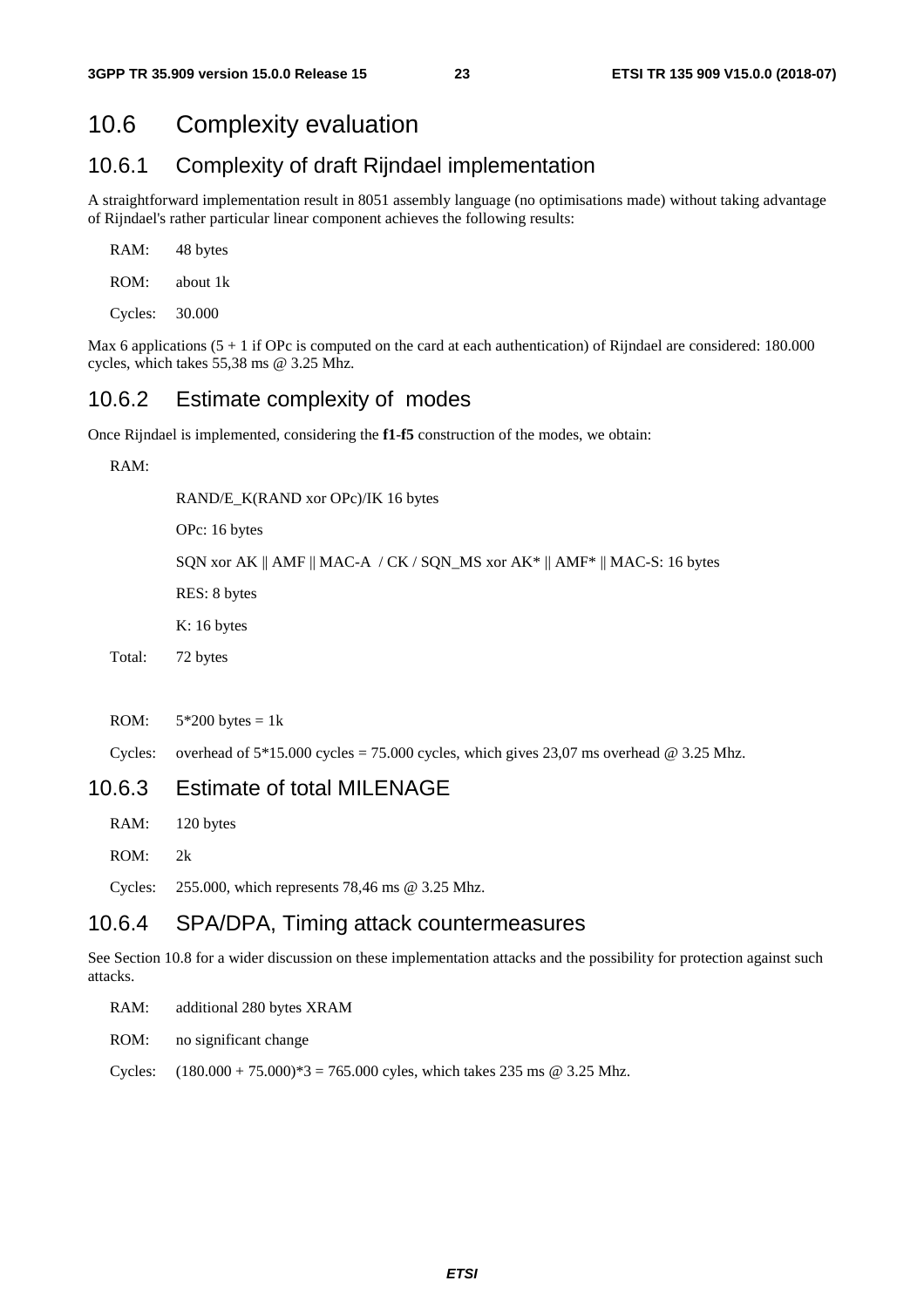## 10.6 Complexity evaluation

### 10.6.1 Complexity of draft Rijndael implementation

A straightforward implementation result in 8051 assembly language (no optimisations made) without taking advantage of Rijndael's rather particular linear component achieves the following results:

RAM: 48 bytes

ROM: about 1k

Cycles: 30.000

Max 6 applications (5 + 1 if OPc is computed on the card at each authentication) of Rijndael are considered: 180.000 cycles, which takes 55,38 ms @ 3.25 Mhz.

### 10.6.2 Estimate complexity of modes

Once Rijndael is implemented, considering the **f1**-**f5** construction of the modes, we obtain:

RAM:

RAND/E_K(RAND xor OPc)/IK 16 bytes

OPc: 16 bytes

SQN xor AK || AMF || MAC-A / CK / SQN_MS xor AK* || AMF* || MAC-S: 16 bytes

RES: 8 bytes

K: 16 bytes

Total: 72 bytes

ROM: 5*200 bytes = 1k

Cycles: overhead of 5*15.000 cycles = 75.000 cycles, which gives 23,07 ms overhead @ 3.25 Mhz.

### 10.6.3 Estimate of total MILENAGE

RAM: 120 bytes

ROM: 2k

Cycles: 255.000, which represents 78,46 ms @ 3.25 Mhz.

### 10.6.4 SPA/DPA, Timing attack countermeasures

See Section 10.8 for a wider discussion on these implementation attacks and the possibility for protection against such attacks.

RAM: additional 280 bytes XRAM

ROM: no significant change

Cycles: (180.000 + 75.000)*3 = 765.000 cyles, which takes 235 ms @ 3.25 Mhz.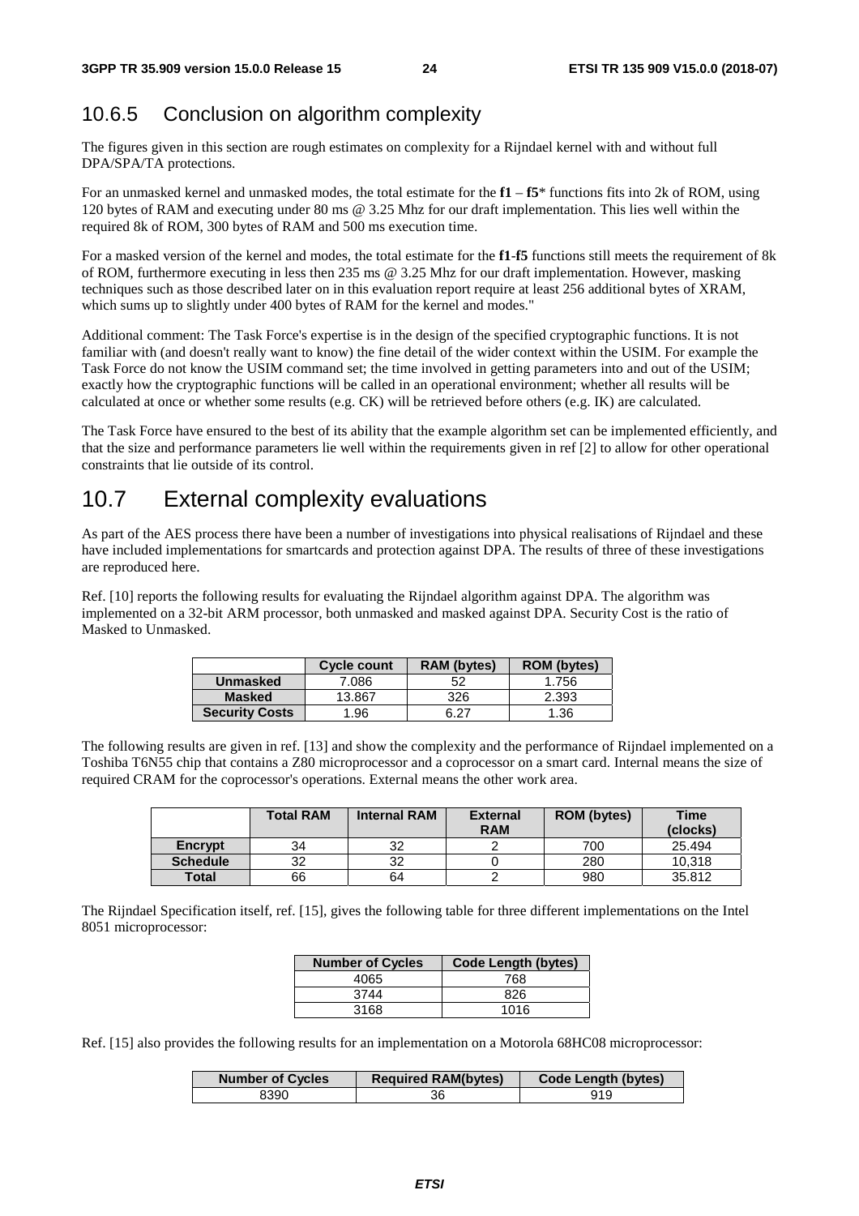## 10.6.5 Conclusion on algorithm complexity

The figures given in this section are rough estimates on complexity for a Rijndael kernel with and without full DPA/SPA/TA protections.

For an unmasked kernel and unmasked modes, the total estimate for the **f1** – **f5**\* functions fits into 2k of ROM, using 120 bytes of RAM and executing under 80 ms @ 3.25 Mhz for our draft implementation. This lies well within the required 8k of ROM, 300 bytes of RAM and 500 ms execution time.

For a masked version of the kernel and modes, the total estimate for the **f1**-**f5** functions still meets the requirement of 8k of ROM, furthermore executing in less then 235 ms @ 3.25 Mhz for our draft implementation. However, masking techniques such as those described later on in this evaluation report require at least 256 additional bytes of XRAM, which sums up to slightly under 400 bytes of RAM for the kernel and modes."

Additional comment: The Task Force's expertise is in the design of the specified cryptographic functions. It is not familiar with (and doesn't really want to know) the fine detail of the wider context within the USIM. For example the Task Force do not know the USIM command set; the time involved in getting parameters into and out of the USIM; exactly how the cryptographic functions will be called in an operational environment; whether all results will be calculated at once or whether some results (e.g. CK) will be retrieved before others (e.g. IK) are calculated.

The Task Force have ensured to the best of its ability that the example algorithm set can be implemented efficiently, and that the size and performance parameters lie well within the requirements given in ref [2] to allow for other operational constraints that lie outside of its control.

# 10.7 External complexity evaluations

As part of the AES process there have been a number of investigations into physical realisations of Rijndael and these have included implementations for smartcards and protection against DPA. The results of three of these investigations are reproduced here.

Ref. [10] reports the following results for evaluating the Rijndael algorithm against DPA. The algorithm was implemented on a 32-bit ARM processor, both unmasked and masked against DPA. Security Cost is the ratio of Masked to Unmasked.

| | Cycle count | RAM (bytes) | ROM (bytes) |
|---|---|---|---|
| **Unmasked** | 7.086 | 52 | 1.756 |
| **Masked** | 13.867 | 326 | 2.393 |
| **Security Costs** | 1.96 | 6.27 | 1.36 |

The following results are given in ref. [13] and show the complexity and the performance of Rijndael implemented on a Toshiba T6N55 chip that contains a Z80 microprocessor and a coprocessor on a smart card. Internal means the size of required CRAM for the coprocessor's operations. External means the other work area.

| | Total RAM | Internal RAM | External RAM | ROM (bytes) | Time (clocks) |
|---|---|---|---|---|---|
| **Encrypt** | 34 | 32 | 2 | 700 | 25.494 |
| **Schedule** | 32 | 32 | 0 | 280 | 10,318 |
| **Total** | 66 | 64 | 2 | 980 | 35.812 |

The Rijndael Specification itself, ref. [15], gives the following table for three different implementations on the Intel 8051 microprocessor:

| Number of Cycles | Code Length (bytes) |
|---|---|
| 4065 | 768 |
| 3744 | 826 |
| 3168 | 1016 |

Ref. [15] also provides the following results for an implementation on a Motorola 68HC08 microprocessor:

| Number of Cycles | Required RAM(bytes) | Code Length (bytes) |
|---|---|---|
| 8390 | 36 | 919 |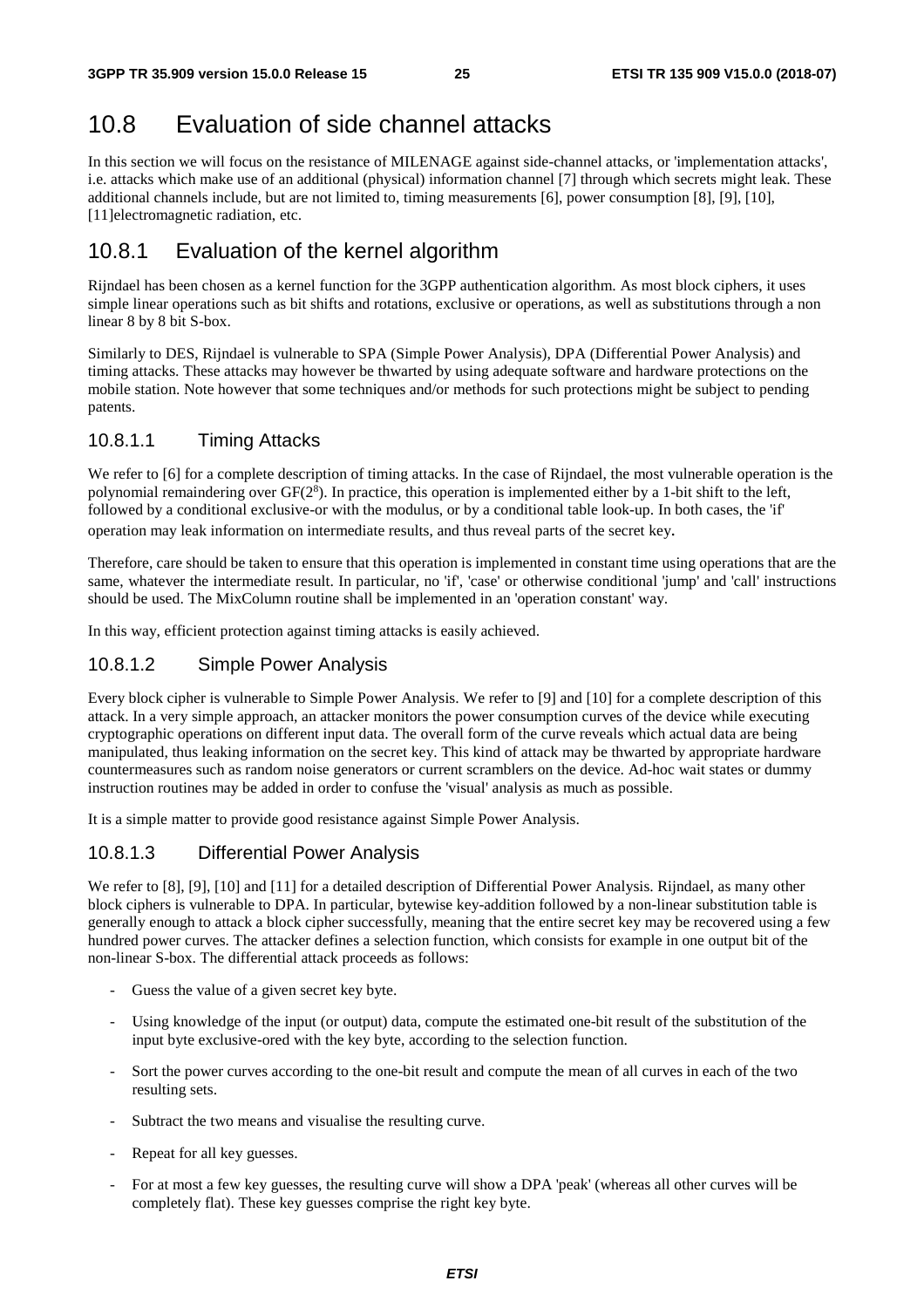# 10.8 Evaluation of side channel attacks

In this section we will focus on the resistance of MILENAGE against side-channel attacks, or 'implementation attacks', i.e. attacks which make use of an additional (physical) information channel [7] through which secrets might leak. These additional channels include, but are not limited to, timing measurements [6], power consumption [8], [9], [10], [11]electromagnetic radiation, etc.

## 10.8.1 Evaluation of the kernel algorithm

Rijndael has been chosen as a kernel function for the 3GPP authentication algorithm. As most block ciphers, it uses simple linear operations such as bit shifts and rotations, exclusive or operations, as well as substitutions through a non linear 8 by 8 bit S-box.

Similarly to DES, Rijndael is vulnerable to SPA (Simple Power Analysis), DPA (Differential Power Analysis) and timing attacks. These attacks may however be thwarted by using adequate software and hardware protections on the mobile station. Note however that some techniques and/or methods for such protections might be subject to pending patents.

### 10.8.1.1 Timing Attacks

We refer to [6] for a complete description of timing attacks. In the case of Rijndael, the most vulnerable operation is the polynomial remaindering over GF($2^8$). In practice, this operation is implemented either by a 1-bit shift to the left, followed by a conditional exclusive-or with the modulus, or by a conditional table look-up. In both cases, the 'if' operation may leak information on intermediate results, and thus reveal parts of the secret key.

Therefore, care should be taken to ensure that this operation is implemented in constant time using operations that are the same, whatever the intermediate result. In particular, no 'if', 'case' or otherwise conditional 'jump' and 'call' instructions should be used. The MixColumn routine shall be implemented in an 'operation constant' way.

In this way, efficient protection against timing attacks is easily achieved.

### 10.8.1.2 Simple Power Analysis

Every block cipher is vulnerable to Simple Power Analysis. We refer to [9] and [10] for a complete description of this attack. In a very simple approach, an attacker monitors the power consumption curves of the device while executing cryptographic operations on different input data. The overall form of the curve reveals which actual data are being manipulated, thus leaking information on the secret key. This kind of attack may be thwarted by appropriate hardware countermeasures such as random noise generators or current scramblers on the device. Ad-hoc wait states or dummy instruction routines may be added in order to confuse the 'visual' analysis as much as possible.

It is a simple matter to provide good resistance against Simple Power Analysis.

### 10.8.1.3 Differential Power Analysis

We refer to [8], [9], [10] and [11] for a detailed description of Differential Power Analysis. Rijndael, as many other block ciphers is vulnerable to DPA. In particular, bytewise key-addition followed by a non-linear substitution table is generally enough to attack a block cipher successfully, meaning that the entire secret key may be recovered using a few hundred power curves. The attacker defines a selection function, which consists for example in one output bit of the non-linear S-box. The differential attack proceeds as follows:

- Guess the value of a given secret key byte.
- Using knowledge of the input (or output) data, compute the estimated one-bit result of the substitution of the input byte exclusive-ored with the key byte, according to the selection function.
- Sort the power curves according to the one-bit result and compute the mean of all curves in each of the two resulting sets.
- Subtract the two means and visualise the resulting curve.
- Repeat for all key guesses.
- For at most a few key guesses, the resulting curve will show a DPA 'peak' (whereas all other curves will be completely flat). These key guesses comprise the right key byte.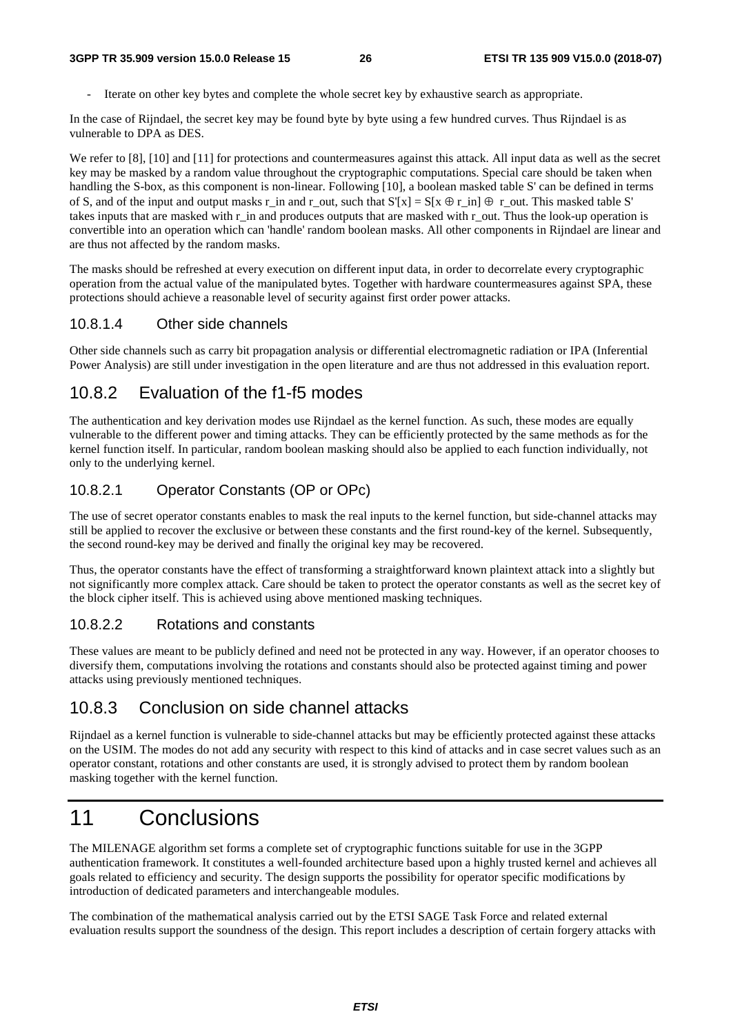- Iterate on other key bytes and complete the whole secret key by exhaustive search as appropriate.

In the case of Rijndael, the secret key may be found byte by byte using a few hundred curves. Thus Rijndael is as vulnerable to DPA as DES.

We refer to [8], [10] and [11] for protections and countermeasures against this attack. All input data as well as the secret key may be masked by a random value throughout the cryptographic computations. Special care should be taken when handling the S-box, as this component is non-linear. Following [10], a boolean masked table S' can be defined in terms of S, and of the input and output masks r_in and r_out, such that $S'[x] = S[x \oplus r\_in] \oplus r\_out$. This masked table S' takes inputs that are masked with r_in and produces outputs that are masked with r_out. Thus the look-up operation is convertible into an operation which can 'handle' random boolean masks. All other components in Rijndael are linear and are thus not affected by the random masks.

The masks should be refreshed at every execution on different input data, in order to decorrelate every cryptographic operation from the actual value of the manipulated bytes. Together with hardware countermeasures against SPA, these protections should achieve a reasonable level of security against first order power attacks.

#### 10.8.1.4 Other side channels

Other side channels such as carry bit propagation analysis or differential electromagnetic radiation or IPA (Inferential Power Analysis) are still under investigation in the open literature and are thus not addressed in this evaluation report.

### 10.8.2 Evaluation of the f1-f5 modes

The authentication and key derivation modes use Rijndael as the kernel function. As such, these modes are equally vulnerable to the different power and timing attacks. They can be efficiently protected by the same methods as for the kernel function itself. In particular, random boolean masking should also be applied to each function individually, not only to the underlying kernel.

#### 10.8.2.1 Operator Constants (OP or OPc)

The use of secret operator constants enables to mask the real inputs to the kernel function, but side-channel attacks may still be applied to recover the exclusive or between these constants and the first round-key of the kernel. Subsequently, the second round-key may be derived and finally the original key may be recovered.

Thus, the operator constants have the effect of transforming a straightforward known plaintext attack into a slightly but not significantly more complex attack. Care should be taken to protect the operator constants as well as the secret key of the block cipher itself. This is achieved using above mentioned masking techniques.

#### 10.8.2.2 Rotations and constants

These values are meant to be publicly defined and need not be protected in any way. However, if an operator chooses to diversify them, computations involving the rotations and constants should also be protected against timing and power attacks using previously mentioned techniques.

### 10.8.3 Conclusion on side channel attacks

Rijndael as a kernel function is vulnerable to side-channel attacks but may be efficiently protected against these attacks on the USIM. The modes do not add any security with respect to this kind of attacks and in case secret values such as an operator constant, rotations and other constants are used, it is strongly advised to protect them by random boolean masking together with the kernel function.

# 11 Conclusions

The MILENAGE algorithm set forms a complete set of cryptographic functions suitable for use in the 3GPP authentication framework. It constitutes a well-founded architecture based upon a highly trusted kernel and achieves all goals related to efficiency and security. The design supports the possibility for operator specific modifications by introduction of dedicated parameters and interchangeable modules.

The combination of the mathematical analysis carried out by the ETSI SAGE Task Force and related external evaluation results support the soundness of the design. This report includes a description of certain forgery attacks with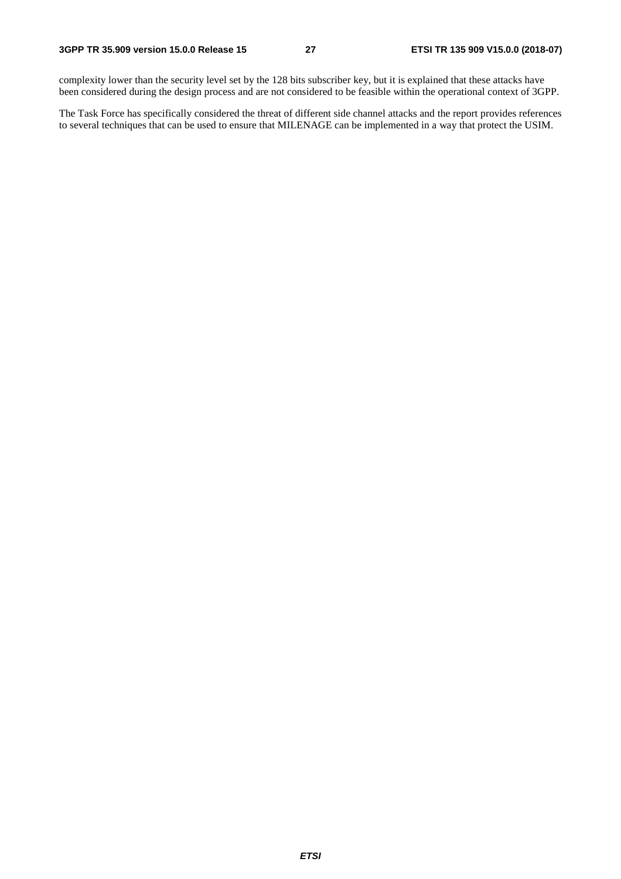complexity lower than the security level set by the 128 bits subscriber key, but it is explained that these attacks have been considered during the design process and are not considered to be feasible within the operational context of 3GPP.

The Task Force has specifically considered the threat of different side channel attacks and the report provides references to several techniques that can be used to ensure that MILENAGE can be implemented in a way that protect the USIM.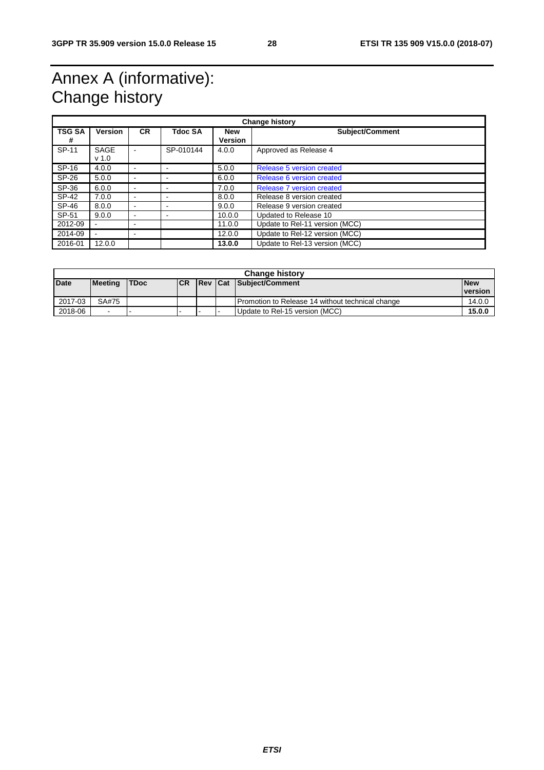# Annex A (informative): Change history

| Change history | | | | | |
|---|---|---|---|---|---|
| **TSG SA #** | **Version** | **CR** | **Tdoc SA** | **New Version** | **Subject/Comment** |
| SP-11 | SAGE v 1.0 | - | SP-010144 | 4.0.0 | Approved as Release 4 |
| SP-16 | 4.0.0 | - | - | 5.0.0 | Release 5 version created |
| SP-26 | 5.0.0 | - | - | 6.0.0 | Release 6 version created |
| SP-36 | 6.0.0 | - | - | 7.0.0 | Release 7 version created |
| SP-42 | 7.0.0 | - | - | 8.0.0 | Release 8 version created |
| SP-46 | 8.0.0 | - | - | 9.0.0 | Release 9 version created |
| SP-51 | 9.0.0 | - | - | 10.0.0 | Updated to Release 10 |
| 2012-09 | - | - | | 11.0.0 | Update to Rel-11 version (MCC) |
| 2014-09 | - | - | | 12.0.0 | Update to Rel-12 version (MCC) |
| 2016-01 | 12.0.0 | | | **13.0.0** | Update to Rel-13 version (MCC) |

| Change history | | | | | | | |
|---|---|---|---|---|---|---|---|
| **Date** | **Meeting** | **TDoc** | **CR** | **Rev** | **Cat** | **Subject/Comment** | **New version** |
| 2017-03 | SA#75 | | | | | Promotion to Release 14 without technical change | 14.0.0 |
| 2018-06 | - | - | - | - | - | Update to Rel-15 version (MCC) | **15.0.0** |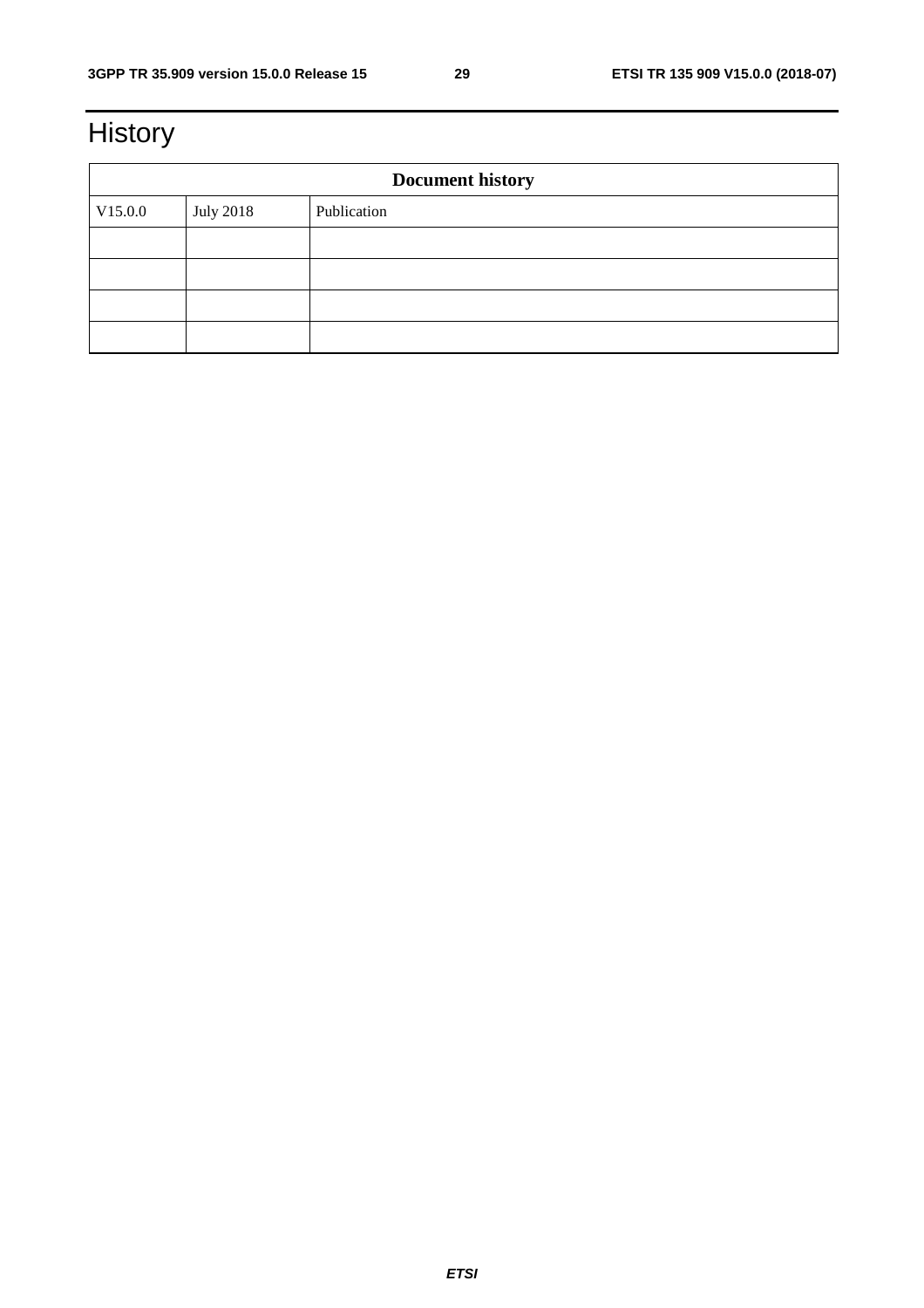# History

| Document history | | |
|---|---|---|
| V15.0.0 | July 2018 | Publication |
| | | |
| | | |
| | | |
| | | |